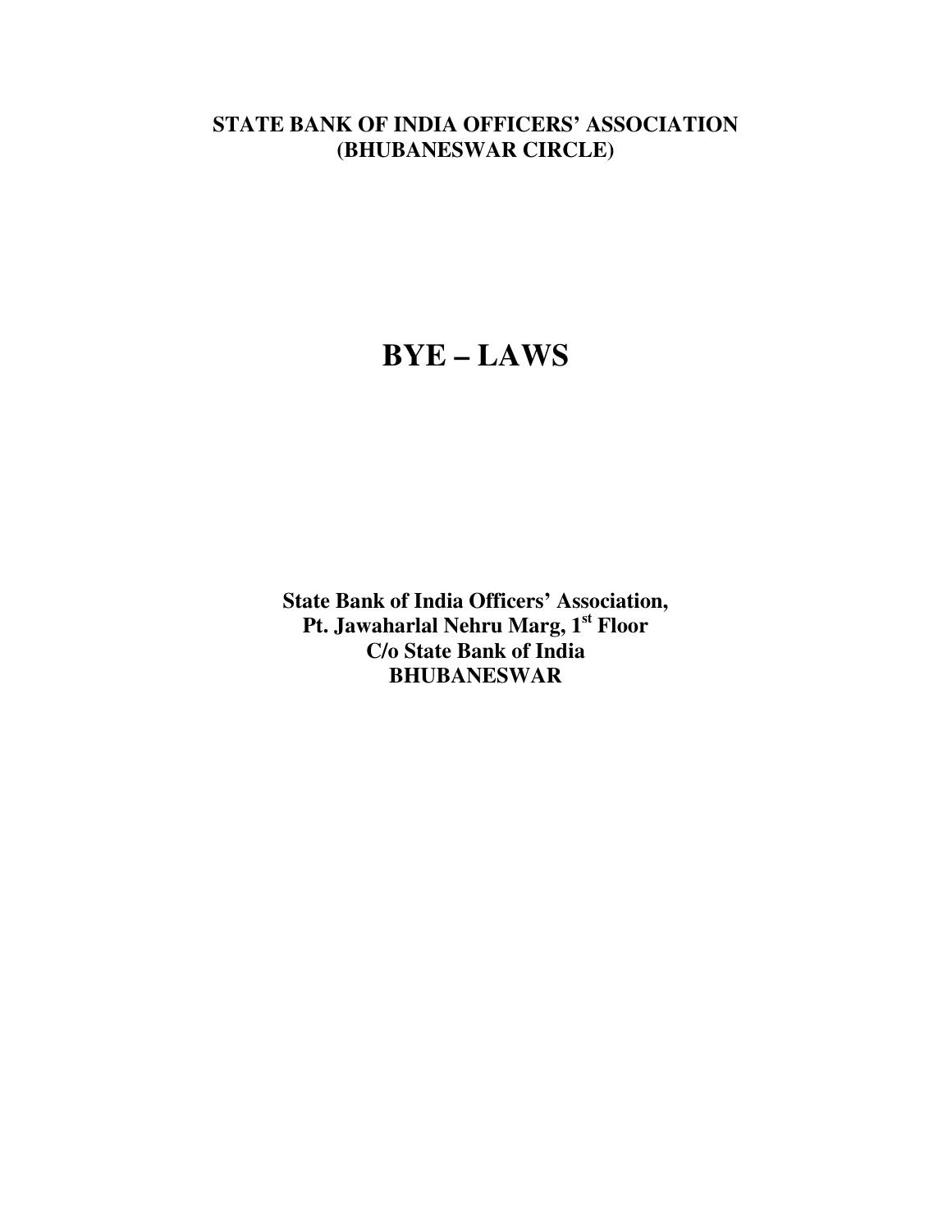**STATE BANK OF INDIA OFFICERS' ASSOCIATION**
**(BHUBANESWAR CIRCLE)**

# BYE – LAWS

**State Bank of India Officers' Association,**
**Pt. Jawaharlal Nehru Marg, 1st Floor**
**C/o State Bank of India**
**BHUBANESWAR**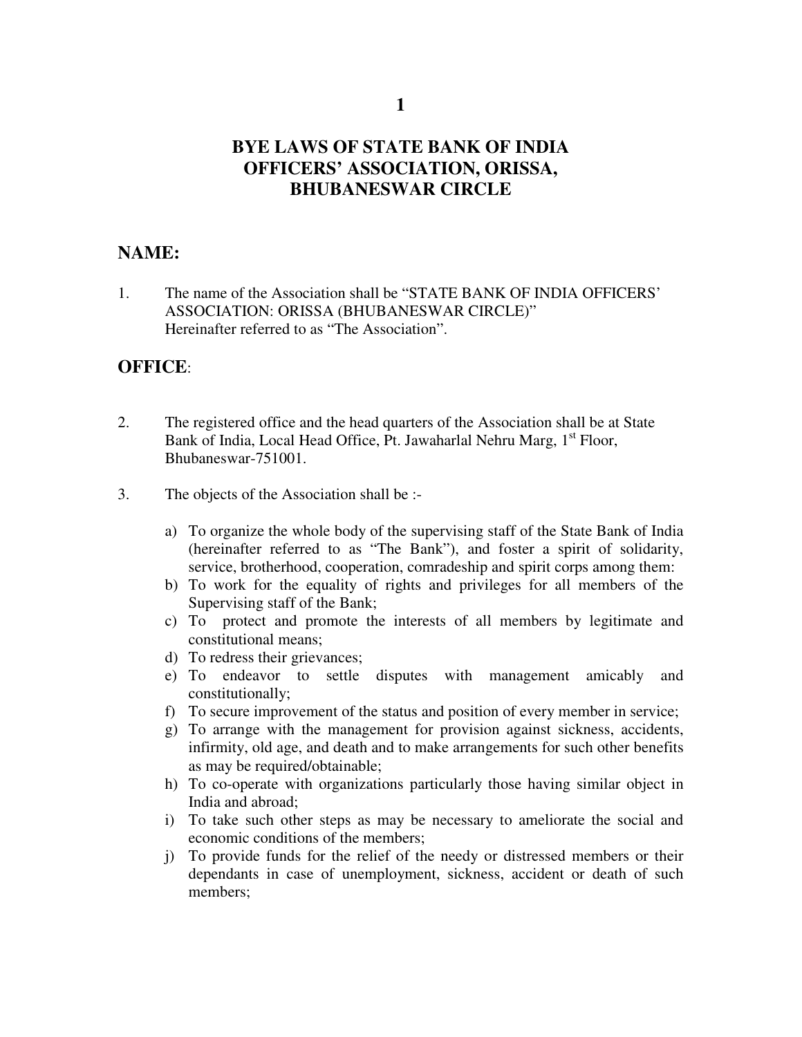# BYE LAWS OF STATE BANK OF INDIA OFFICERS' ASSOCIATION, ORISSA, BHUBANESWAR CIRCLE

## NAME:

1. The name of the Association shall be "STATE BANK OF INDIA OFFICERS' ASSOCIATION: ORISSA (BHUBANESWAR CIRCLE)"
   Hereinafter referred to as "The Association".

## OFFICE:

2. The registered office and the head quarters of the Association shall be at State Bank of India, Local Head Office, Pt. Jawaharlal Nehru Marg, 1st Floor, Bhubaneswar-751001.

3. The objects of the Association shall be :-

   a) To organize the whole body of the supervising staff of the State Bank of India (hereinafter referred to as "The Bank"), and foster a spirit of solidarity, service, brotherhood, cooperation, comradeship and spirit corps among them:
   b) To work for the equality of rights and privileges for all members of the Supervising staff of the Bank;
   c) To protect and promote the interests of all members by legitimate and constitutional means;
   d) To redress their grievances;
   e) To endeavor to settle disputes with management amicably and constitutionally;
   f) To secure improvement of the status and position of every member in service;
   g) To arrange with the management for provision against sickness, accidents, infirmity, old age, and death and to make arrangements for such other benefits as may be required/obtainable;
   h) To co-operate with organizations particularly those having similar object in India and abroad;
   i) To take such other steps as may be necessary to ameliorate the social and economic conditions of the members;
   j) To provide funds for the relief of the needy or distressed members or their dependants in case of unemployment, sickness, accident or death of such members;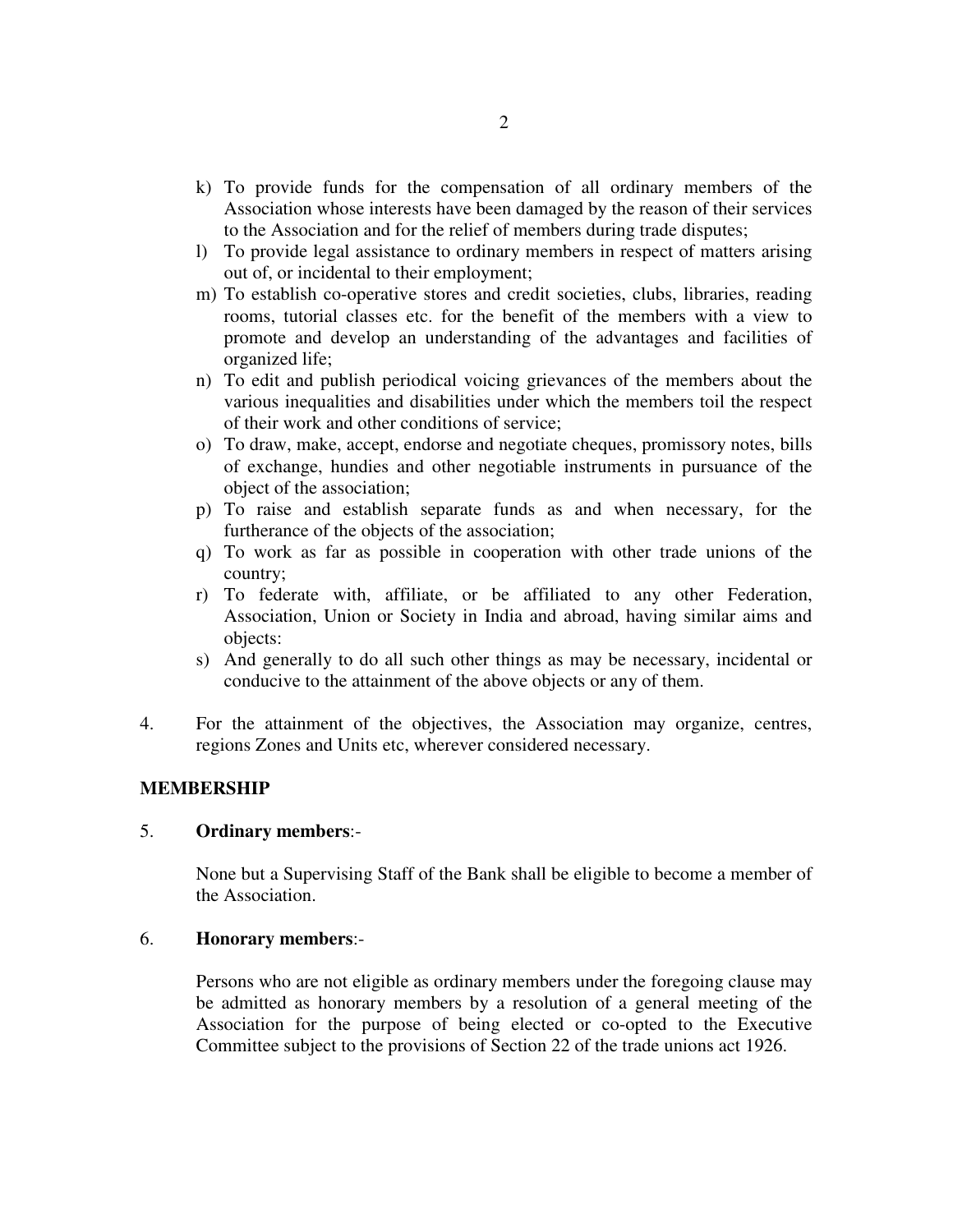k) To provide funds for the compensation of all ordinary members of the Association whose interests have been damaged by the reason of their services to the Association and for the relief of members during trade disputes;
l) To provide legal assistance to ordinary members in respect of matters arising out of, or incidental to their employment;
m) To establish co-operative stores and credit societies, clubs, libraries, reading rooms, tutorial classes etc. for the benefit of the members with a view to promote and develop an understanding of the advantages and facilities of organized life;
n) To edit and publish periodical voicing grievances of the members about the various inequalities and disabilities under which the members toil the respect of their work and other conditions of service;
o) To draw, make, accept, endorse and negotiate cheques, promissory notes, bills of exchange, hundies and other negotiable instruments in pursuance of the object of the association;
p) To raise and establish separate funds as and when necessary, for the furtherance of the objects of the association;
q) To work as far as possible in cooperation with other trade unions of the country;
r) To federate with, affiliate, or be affiliated to any other Federation, Association, Union or Society in India and abroad, having similar aims and objects:
s) And generally to do all such other things as may be necessary, incidental or conducive to the attainment of the above objects or any of them.

4. For the attainment of the objectives, the Association may organize, centres, regions Zones and Units etc, wherever considered necessary.

**MEMBERSHIP**

5. **Ordinary members**:-

None but a Supervising Staff of the Bank shall be eligible to become a member of the Association.

6. **Honorary members**:-

Persons who are not eligible as ordinary members under the foregoing clause may be admitted as honorary members by a resolution of a general meeting of the Association for the purpose of being elected or co-opted to the Executive Committee subject to the provisions of Section 22 of the trade unions act 1926.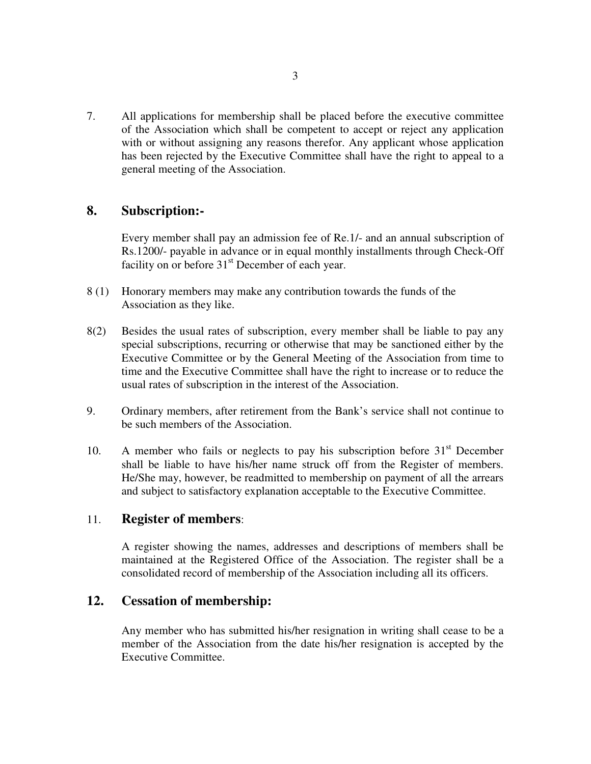7. All applications for membership shall be placed before the executive committee of the Association which shall be competent to accept or reject any application with or without assigning any reasons therefor. Any applicant whose application has been rejected by the Executive Committee shall have the right to appeal to a general meeting of the Association.

## 8. Subscription:-

Every member shall pay an admission fee of Re.1/- and an annual subscription of Rs.1200/- payable in advance or in equal monthly installments through Check-Off facility on or before 31st December of each year.

8 (1) Honorary members may make any contribution towards the funds of the Association as they like.

8(2) Besides the usual rates of subscription, every member shall be liable to pay any special subscriptions, recurring or otherwise that may be sanctioned either by the Executive Committee or by the General Meeting of the Association from time to time and the Executive Committee shall have the right to increase or to reduce the usual rates of subscription in the interest of the Association.

9. Ordinary members, after retirement from the Bank's service shall not continue to be such members of the Association.

10. A member who fails or neglects to pay his subscription before 31st December shall be liable to have his/her name struck off from the Register of members. He/She may, however, be readmitted to membership on payment of all the arrears and subject to satisfactory explanation acceptable to the Executive Committee.

## 11. Register of members:

A register showing the names, addresses and descriptions of members shall be maintained at the Registered Office of the Association. The register shall be a consolidated record of membership of the Association including all its officers.

## 12. Cessation of membership:

Any member who has submitted his/her resignation in writing shall cease to be a member of the Association from the date his/her resignation is accepted by the Executive Committee.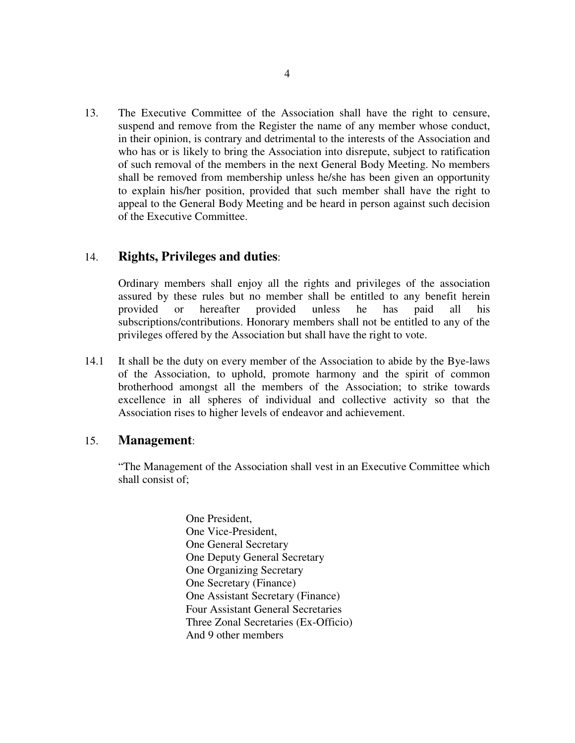13. The Executive Committee of the Association shall have the right to censure, suspend and remove from the Register the name of any member whose conduct, in their opinion, is contrary and detrimental to the interests of the Association and who has or is likely to bring the Association into disrepute, subject to ratification of such removal of the members in the next General Body Meeting. No members shall be removed from membership unless he/she has been given an opportunity to explain his/her position, provided that such member shall have the right to appeal to the General Body Meeting and be heard in person against such decision of the Executive Committee.

14. **Rights, Privileges and duties**:

Ordinary members shall enjoy all the rights and privileges of the association assured by these rules but no member shall be entitled to any benefit herein provided or hereafter provided unless he has paid all his subscriptions/contributions. Honorary members shall not be entitled to any of the privileges offered by the Association but shall have the right to vote.

14.1 It shall be the duty on every member of the Association to abide by the Bye-laws of the Association, to uphold, promote harmony and the spirit of common brotherhood amongst all the members of the Association; to strike towards excellence in all spheres of individual and collective activity so that the Association rises to higher levels of endeavor and achievement.

15. **Management**:

"The Management of the Association shall vest in an Executive Committee which shall consist of;

One President,
One Vice-President,
One General Secretary
One Deputy General Secretary
One Organizing Secretary
One Secretary (Finance)
One Assistant Secretary (Finance)
Four Assistant General Secretaries
Three Zonal Secretaries (Ex-Officio)
And 9 other members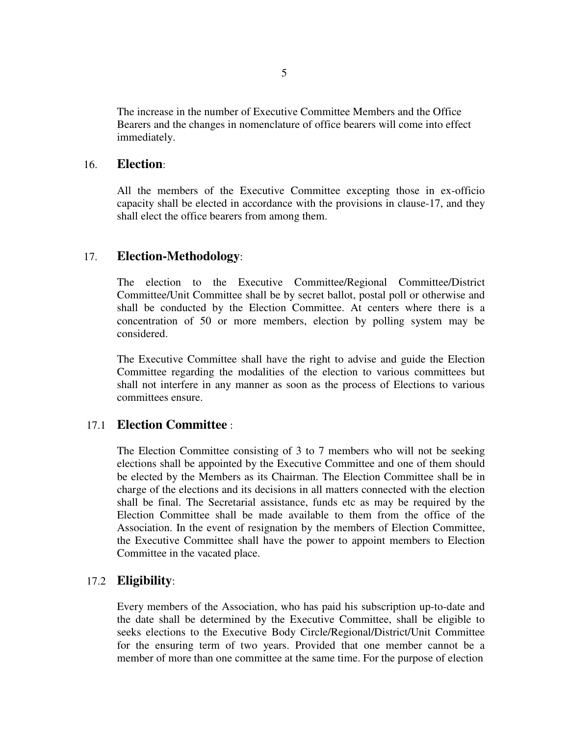The increase in the number of Executive Committee Members and the Office Bearers and the changes in nomenclature of office bearers will come into effect immediately.

## 16. **Election**:

All the members of the Executive Committee excepting those in ex-officio capacity shall be elected in accordance with the provisions in clause-17, and they shall elect the office bearers from among them.

## 17. **Election-Methodology**:

The election to the Executive Committee/Regional Committee/District Committee/Unit Committee shall be by secret ballot, postal poll or otherwise and shall be conducted by the Election Committee. At centers where there is a concentration of 50 or more members, election by polling system may be considered.

The Executive Committee shall have the right to advise and guide the Election Committee regarding the modalities of the election to various committees but shall not interfere in any manner as soon as the process of Elections to various committees ensure.

### 17.1 **Election Committee** :

The Election Committee consisting of 3 to 7 members who will not be seeking elections shall be appointed by the Executive Committee and one of them should be elected by the Members as its Chairman. The Election Committee shall be in charge of the elections and its decisions in all matters connected with the election shall be final. The Secretarial assistance, funds etc as may be required by the Election Committee shall be made available to them from the office of the Association. In the event of resignation by the members of Election Committee, the Executive Committee shall have the power to appoint members to Election Committee in the vacated place.

### 17.2 **Eligibility**:

Every members of the Association, who has paid his subscription up-to-date and the date shall be determined by the Executive Committee, shall be eligible to seeks elections to the Executive Body Circle/Regional/District/Unit Committee for the ensuring term of two years. Provided that one member cannot be a member of more than one committee at the same time. For the purpose of election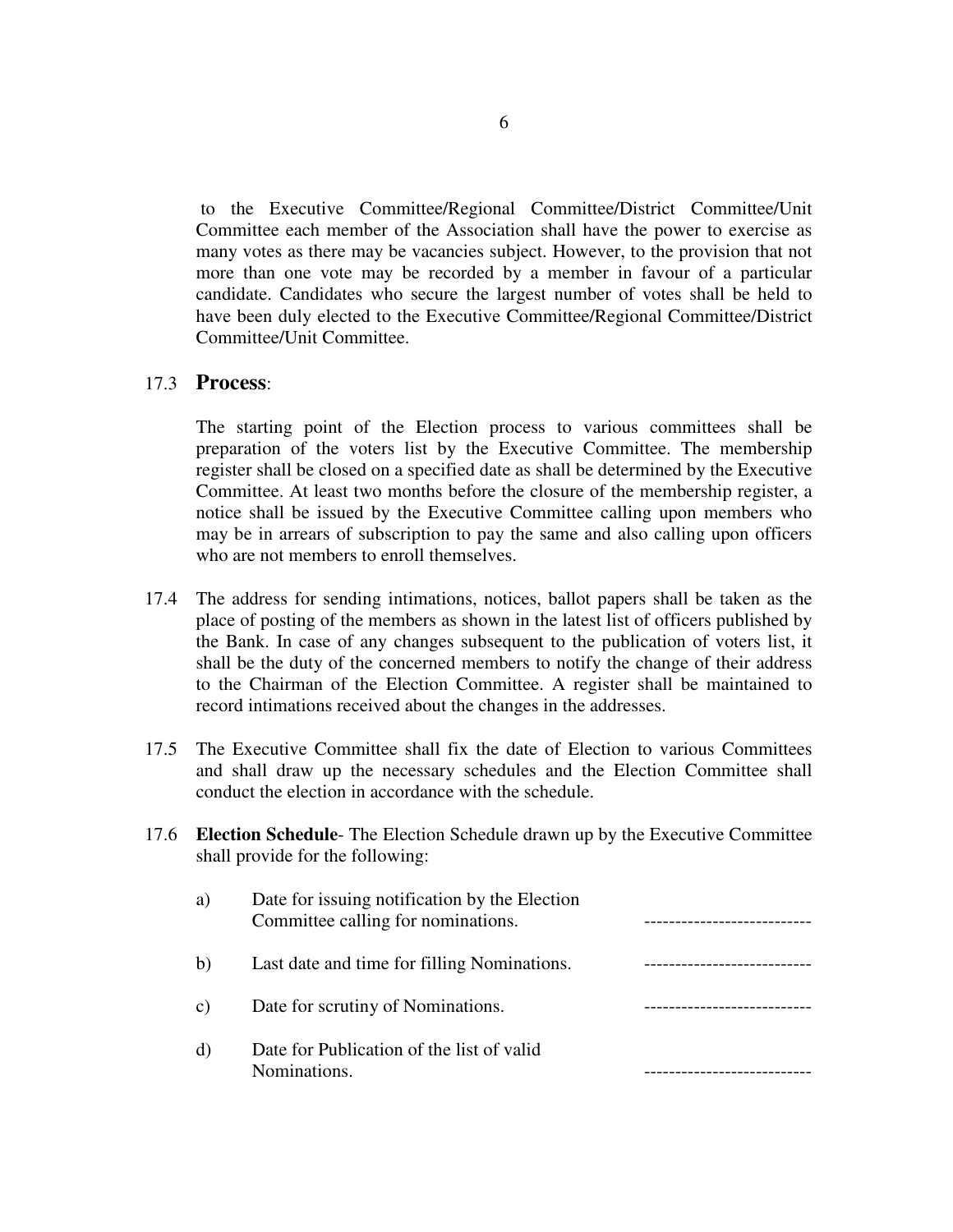to the Executive Committee/Regional Committee/District Committee/Unit Committee each member of the Association shall have the power to exercise as many votes as there may be vacancies subject. However, to the provision that not more than one vote may be recorded by a member in favour of a particular candidate. Candidates who secure the largest number of votes shall be held to have been duly elected to the Executive Committee/Regional Committee/District Committee/Unit Committee.

17.3 **Process**:

The starting point of the Election process to various committees shall be preparation of the voters list by the Executive Committee. The membership register shall be closed on a specified date as shall be determined by the Executive Committee. At least two months before the closure of the membership register, a notice shall be issued by the Executive Committee calling upon members who may be in arrears of subscription to pay the same and also calling upon officers who are not members to enroll themselves.

17.4 The address for sending intimations, notices, ballot papers shall be taken as the place of posting of the members as shown in the latest list of officers published by the Bank. In case of any changes subsequent to the publication of voters list, it shall be the duty of the concerned members to notify the change of their address to the Chairman of the Election Committee. A register shall be maintained to record intimations received about the changes in the addresses.

17.5 The Executive Committee shall fix the date of Election to various Committees and shall draw up the necessary schedules and the Election Committee shall conduct the election in accordance with the schedule.

17.6 **Election Schedule**- The Election Schedule drawn up by the Executive Committee shall provide for the following:

| | | |
|---|---|---|
| a) | Date for issuing notification by the Election Committee calling for nominations. | --------------------------- |
| b) | Last date and time for filling Nominations. | --------------------------- |
| c) | Date for scrutiny of Nominations. | --------------------------- |
| d) | Date for Publication of the list of valid Nominations. | --------------------------- |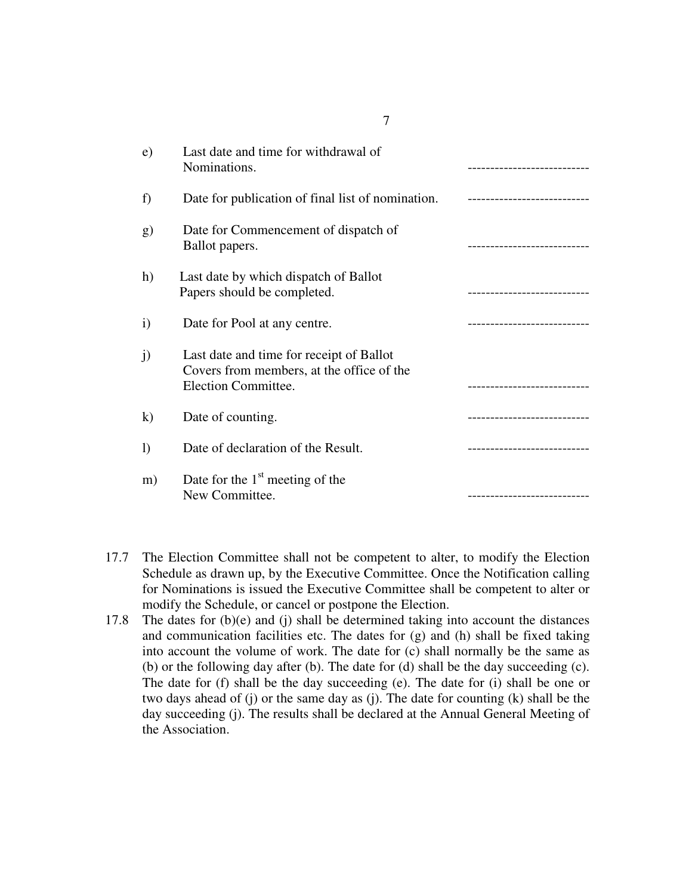| | | |
|---|---|---|
| e) | Last date and time for withdrawal of Nominations. | --------------------------- |
| f) | Date for publication of final list of nomination. | --------------------------- |
| g) | Date for Commencement of dispatch of Ballot papers. | --------------------------- |
| h) | Last date by which dispatch of Ballot Papers should be completed. | --------------------------- |
| i) | Date for Pool at any centre. | --------------------------- |
| j) | Last date and time for receipt of Ballot Covers from members, at the office of the Election Committee. | --------------------------- |
| k) | Date of counting. | --------------------------- |
| l) | Date of declaration of the Result. | --------------------------- |
| m) | Date for the 1st meeting of the New Committee. | --------------------------- |

17.7 The Election Committee shall not be competent to alter, to modify the Election Schedule as drawn up, by the Executive Committee. Once the Notification calling for Nominations is issued the Executive Committee shall be competent to alter or modify the Schedule, or cancel or postpone the Election.

17.8 The dates for (b)(e) and (j) shall be determined taking into account the distances and communication facilities etc. The dates for (g) and (h) shall be fixed taking into account the volume of work. The date for (c) shall normally be the same as (b) or the following day after (b). The date for (d) shall be the day succeeding (c). The date for (f) shall be the day succeeding (e). The date for (i) shall be one or two days ahead of (j) or the same day as (j). The date for counting (k) shall be the day succeeding (j). The results shall be declared at the Annual General Meeting of the Association.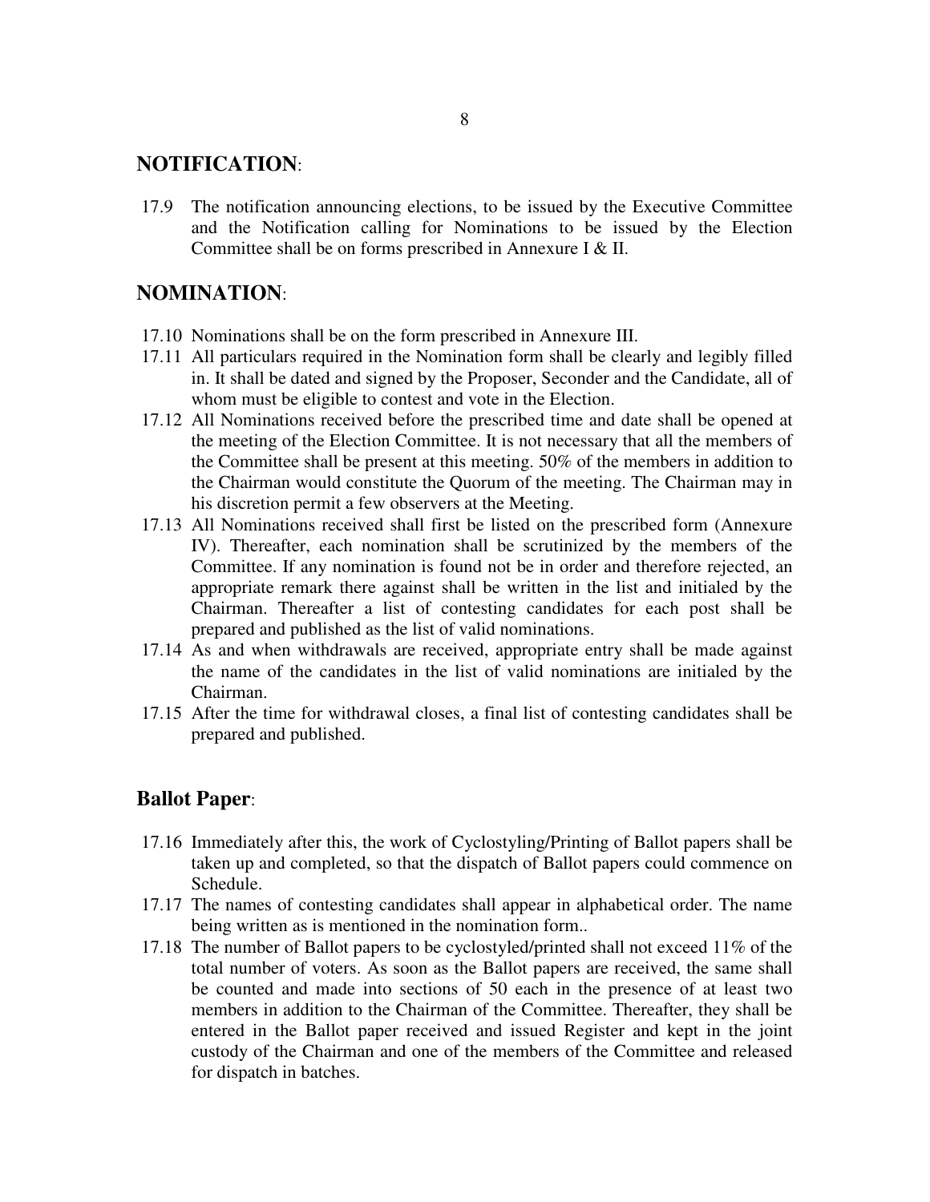## NOTIFICATION:

17.9 The notification announcing elections, to be issued by the Executive Committee and the Notification calling for Nominations to be issued by the Election Committee shall be on forms prescribed in Annexure I & II.

## NOMINATION:

17.10 Nominations shall be on the form prescribed in Annexure III.

17.11 All particulars required in the Nomination form shall be clearly and legibly filled in. It shall be dated and signed by the Proposer, Seconder and the Candidate, all of whom must be eligible to contest and vote in the Election.

17.12 All Nominations received before the prescribed time and date shall be opened at the meeting of the Election Committee. It is not necessary that all the members of the Committee shall be present at this meeting. 50% of the members in addition to the Chairman would constitute the Quorum of the meeting. The Chairman may in his discretion permit a few observers at the Meeting.

17.13 All Nominations received shall first be listed on the prescribed form (Annexure IV). Thereafter, each nomination shall be scrutinized by the members of the Committee. If any nomination is found not be in order and therefore rejected, an appropriate remark there against shall be written in the list and initialed by the Chairman. Thereafter a list of contesting candidates for each post shall be prepared and published as the list of valid nominations.

17.14 As and when withdrawals are received, appropriate entry shall be made against the name of the candidates in the list of valid nominations are initialed by the Chairman.

17.15 After the time for withdrawal closes, a final list of contesting candidates shall be prepared and published.

## Ballot Paper:

17.16 Immediately after this, the work of Cyclostyling/Printing of Ballot papers shall be taken up and completed, so that the dispatch of Ballot papers could commence on Schedule.

17.17 The names of contesting candidates shall appear in alphabetical order. The name being written as is mentioned in the nomination form..

17.18 The number of Ballot papers to be cyclostyled/printed shall not exceed 11% of the total number of voters. As soon as the Ballot papers are received, the same shall be counted and made into sections of 50 each in the presence of at least two members in addition to the Chairman of the Committee. Thereafter, they shall be entered in the Ballot paper received and issued Register and kept in the joint custody of the Chairman and one of the members of the Committee and released for dispatch in batches.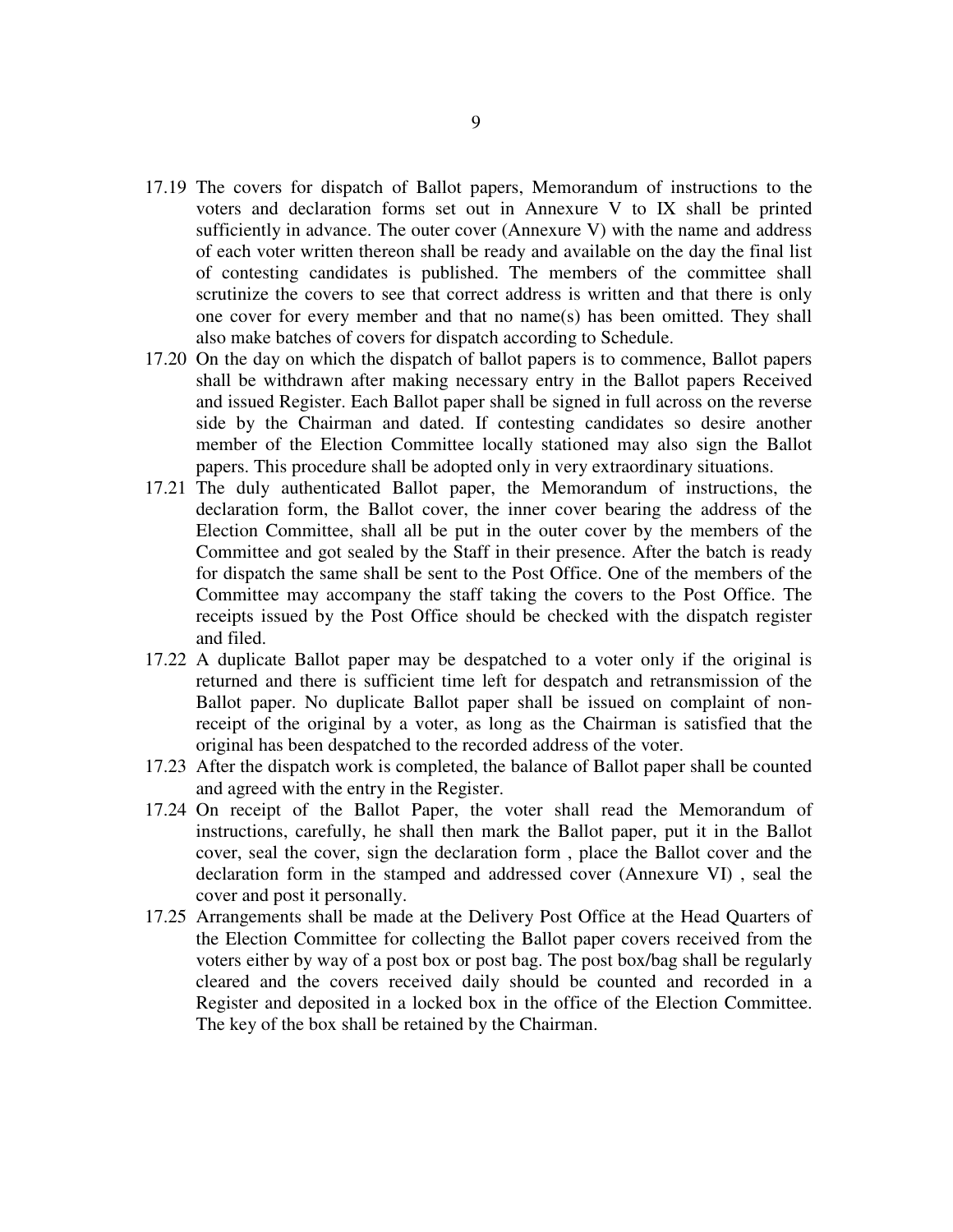17.19 The covers for dispatch of Ballot papers, Memorandum of instructions to the voters and declaration forms set out in Annexure V to IX shall be printed sufficiently in advance. The outer cover (Annexure V) with the name and address of each voter written thereon shall be ready and available on the day the final list of contesting candidates is published. The members of the committee shall scrutinize the covers to see that correct address is written and that there is only one cover for every member and that no name(s) has been omitted. They shall also make batches of covers for dispatch according to Schedule.

17.20 On the day on which the dispatch of ballot papers is to commence, Ballot papers shall be withdrawn after making necessary entry in the Ballot papers Received and issued Register. Each Ballot paper shall be signed in full across on the reverse side by the Chairman and dated. If contesting candidates so desire another member of the Election Committee locally stationed may also sign the Ballot papers. This procedure shall be adopted only in very extraordinary situations.

17.21 The duly authenticated Ballot paper, the Memorandum of instructions, the declaration form, the Ballot cover, the inner cover bearing the address of the Election Committee, shall all be put in the outer cover by the members of the Committee and got sealed by the Staff in their presence. After the batch is ready for dispatch the same shall be sent to the Post Office. One of the members of the Committee may accompany the staff taking the covers to the Post Office. The receipts issued by the Post Office should be checked with the dispatch register and filed.

17.22 A duplicate Ballot paper may be despatched to a voter only if the original is returned and there is sufficient time left for despatch and retransmission of the Ballot paper. No duplicate Ballot paper shall be issued on complaint of non-receipt of the original by a voter, as long as the Chairman is satisfied that the original has been despatched to the recorded address of the voter.

17.23 After the dispatch work is completed, the balance of Ballot paper shall be counted and agreed with the entry in the Register.

17.24 On receipt of the Ballot Paper, the voter shall read the Memorandum of instructions, carefully, he shall then mark the Ballot paper, put it in the Ballot cover, seal the cover, sign the declaration form , place the Ballot cover and the declaration form in the stamped and addressed cover (Annexure VI) , seal the cover and post it personally.

17.25 Arrangements shall be made at the Delivery Post Office at the Head Quarters of the Election Committee for collecting the Ballot paper covers received from the voters either by way of a post box or post bag. The post box/bag shall be regularly cleared and the covers received daily should be counted and recorded in a Register and deposited in a locked box in the office of the Election Committee. The key of the box shall be retained by the Chairman.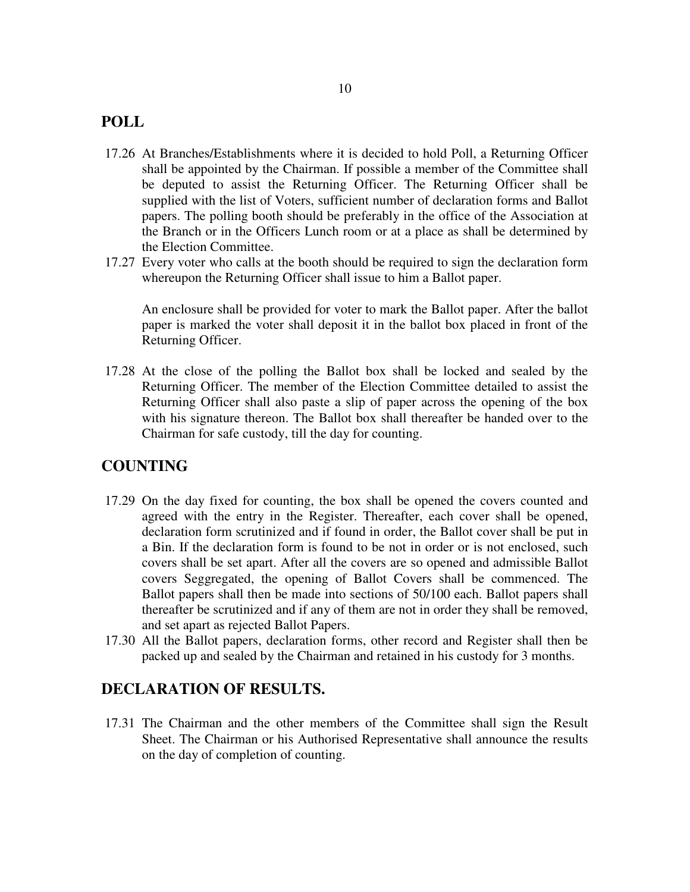## POLL

17.26 At Branches/Establishments where it is decided to hold Poll, a Returning Officer shall be appointed by the Chairman. If possible a member of the Committee shall be deputed to assist the Returning Officer. The Returning Officer shall be supplied with the list of Voters, sufficient number of declaration forms and Ballot papers. The polling booth should be preferably in the office of the Association at the Branch or in the Officers Lunch room or at a place as shall be determined by the Election Committee.

17.27 Every voter who calls at the booth should be required to sign the declaration form whereupon the Returning Officer shall issue to him a Ballot paper.

An enclosure shall be provided for voter to mark the Ballot paper. After the ballot paper is marked the voter shall deposit it in the ballot box placed in front of the Returning Officer.

17.28 At the close of the polling the Ballot box shall be locked and sealed by the Returning Officer. The member of the Election Committee detailed to assist the Returning Officer shall also paste a slip of paper across the opening of the box with his signature thereon. The Ballot box shall thereafter be handed over to the Chairman for safe custody, till the day for counting.

## COUNTING

17.29 On the day fixed for counting, the box shall be opened the covers counted and agreed with the entry in the Register. Thereafter, each cover shall be opened, declaration form scrutinized and if found in order, the Ballot cover shall be put in a Bin. If the declaration form is found to be not in order or is not enclosed, such covers shall be set apart. After all the covers are so opened and admissible Ballot covers Seggregated, the opening of Ballot Covers shall be commenced. The Ballot papers shall then be made into sections of 50/100 each. Ballot papers shall thereafter be scrutinized and if any of them are not in order they shall be removed, and set apart as rejected Ballot Papers.

17.30 All the Ballot papers, declaration forms, other record and Register shall then be packed up and sealed by the Chairman and retained in his custody for 3 months.

## DECLARATION OF RESULTS.

17.31 The Chairman and the other members of the Committee shall sign the Result Sheet. The Chairman or his Authorised Representative shall announce the results on the day of completion of counting.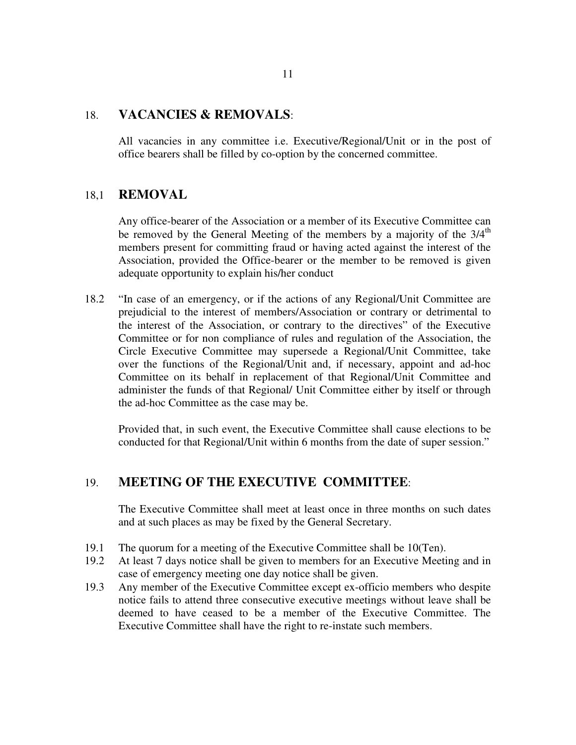## 18. **VACANCIES & REMOVALS**:

All vacancies in any committee i.e. Executive/Regional/Unit or in the post of office bearers shall be filled by co-option by the concerned committee.

## 18,1 **REMOVAL**

Any office-bearer of the Association or a member of its Executive Committee can be removed by the General Meeting of the members by a majority of the $3/4^{th}$ members present for committing fraud or having acted against the interest of the Association, provided the Office-bearer or the member to be removed is given adequate opportunity to explain his/her conduct

18.2 "In case of an emergency, or if the actions of any Regional/Unit Committee are prejudicial to the interest of members/Association or contrary or detrimental to the interest of the Association, or contrary to the directives" of the Executive Committee or for non compliance of rules and regulation of the Association, the Circle Executive Committee may supersede a Regional/Unit Committee, take over the functions of the Regional/Unit and, if necessary, appoint and ad-hoc Committee on its behalf in replacement of that Regional/Unit Committee and administer the funds of that Regional/ Unit Committee either by itself or through the ad-hoc Committee as the case may be.

Provided that, in such event, the Executive Committee shall cause elections to be conducted for that Regional/Unit within 6 months from the date of super session."

## 19. **MEETING OF THE EXECUTIVE COMMITTEE**:

The Executive Committee shall meet at least once in three months on such dates and at such places as may be fixed by the General Secretary.

19.1 The quorum for a meeting of the Executive Committee shall be 10(Ten).

19.2 At least 7 days notice shall be given to members for an Executive Meeting and in case of emergency meeting one day notice shall be given.

19.3 Any member of the Executive Committee except ex-officio members who despite notice fails to attend three consecutive executive meetings without leave shall be deemed to have ceased to be a member of the Executive Committee. The Executive Committee shall have the right to re-instate such members.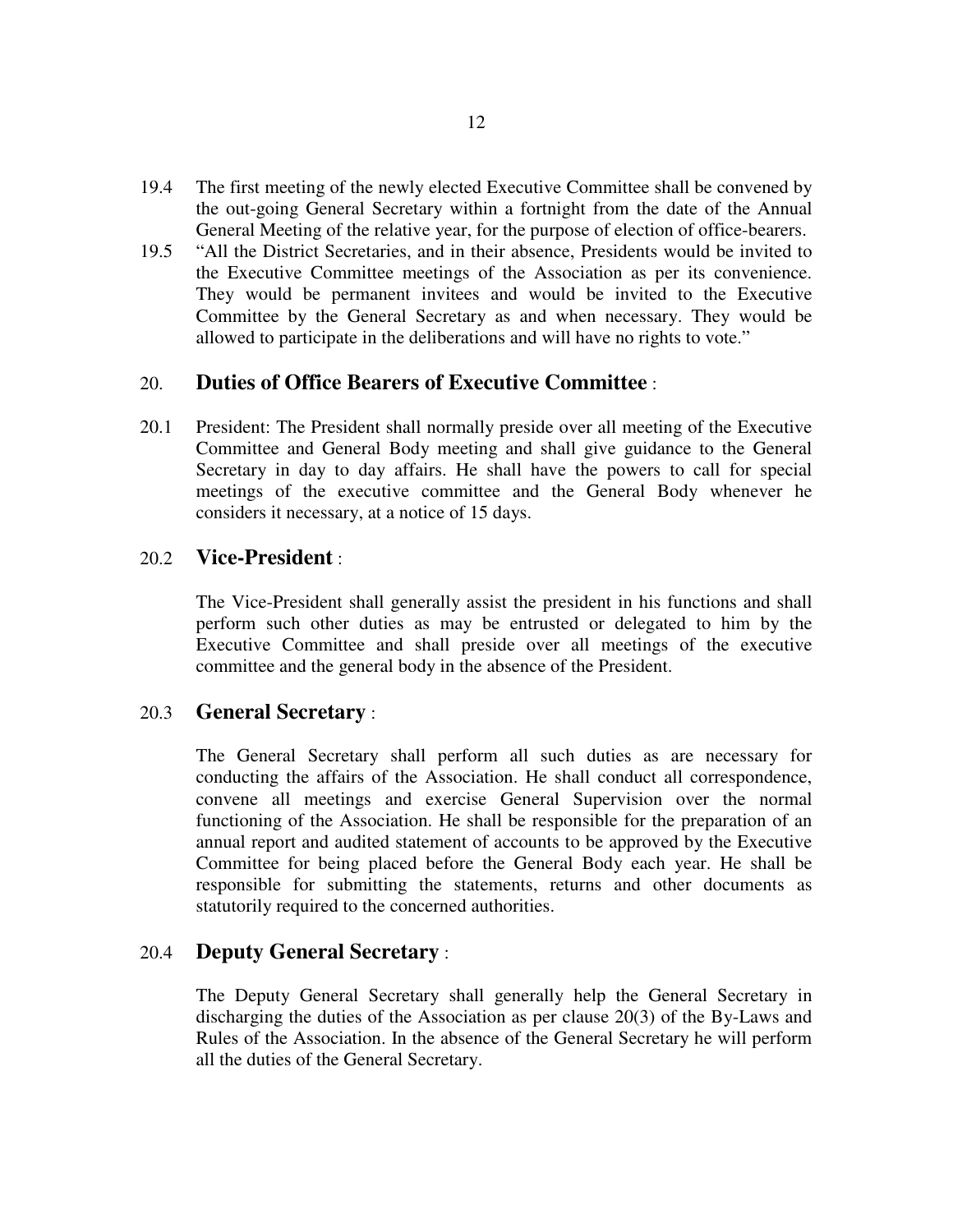19.4 The first meeting of the newly elected Executive Committee shall be convened by the out-going General Secretary within a fortnight from the date of the Annual General Meeting of the relative year, for the purpose of election of office-bearers.

19.5 "All the District Secretaries, and in their absence, Presidents would be invited to the Executive Committee meetings of the Association as per its convenience. They would be permanent invitees and would be invited to the Executive Committee by the General Secretary as and when necessary. They would be allowed to participate in the deliberations and will have no rights to vote."

## 20. **Duties of Office Bearers of Executive Committee** :

20.1 President: The President shall normally preside over all meeting of the Executive Committee and General Body meeting and shall give guidance to the General Secretary in day to day affairs. He shall have the powers to call for special meetings of the executive committee and the General Body whenever he considers it necessary, at a notice of 15 days.

### 20.2 **Vice-President** :

The Vice-President shall generally assist the president in his functions and shall perform such other duties as may be entrusted or delegated to him by the Executive Committee and shall preside over all meetings of the executive committee and the general body in the absence of the President.

### 20.3 **General Secretary** :

The General Secretary shall perform all such duties as are necessary for conducting the affairs of the Association. He shall conduct all correspondence, convene all meetings and exercise General Supervision over the normal functioning of the Association. He shall be responsible for the preparation of an annual report and audited statement of accounts to be approved by the Executive Committee for being placed before the General Body each year. He shall be responsible for submitting the statements, returns and other documents as statutorily required to the concerned authorities.

### 20.4 **Deputy General Secretary** :

The Deputy General Secretary shall generally help the General Secretary in discharging the duties of the Association as per clause 20(3) of the By-Laws and Rules of the Association. In the absence of the General Secretary he will perform all the duties of the General Secretary.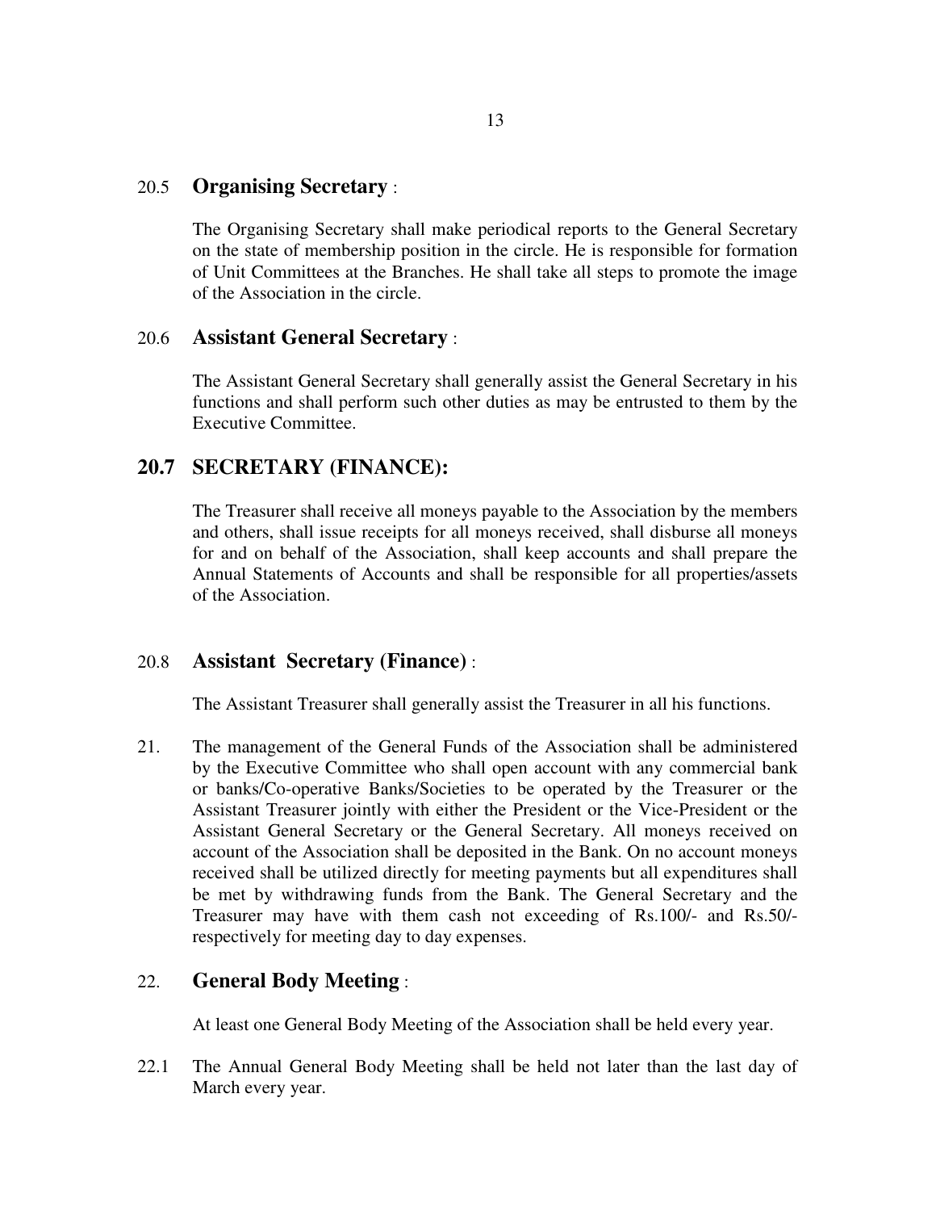### 20.5 **Organising Secretary** :

The Organising Secretary shall make periodical reports to the General Secretary on the state of membership position in the circle. He is responsible for formation of Unit Committees at the Branches. He shall take all steps to promote the image of the Association in the circle.

### 20.6 **Assistant General Secretary** :

The Assistant General Secretary shall generally assist the General Secretary in his functions and shall perform such other duties as may be entrusted to them by the Executive Committee.

### 20.7 SECRETARY (FINANCE):

The Treasurer shall receive all moneys payable to the Association by the members and others, shall issue receipts for all moneys received, shall disburse all moneys for and on behalf of the Association, shall keep accounts and shall prepare the Annual Statements of Accounts and shall be responsible for all properties/assets of the Association.

### 20.8 **Assistant Secretary (Finance)** :

The Assistant Treasurer shall generally assist the Treasurer in all his functions.

21. The management of the General Funds of the Association shall be administered by the Executive Committee who shall open account with any commercial bank or banks/Co-operative Banks/Societies to be operated by the Treasurer or the Assistant Treasurer jointly with either the President or the Vice-President or the Assistant General Secretary or the General Secretary. All moneys received on account of the Association shall be deposited in the Bank. On no account moneys received shall be utilized directly for meeting payments but all expenditures shall be met by withdrawing funds from the Bank. The General Secretary and the Treasurer may have with them cash not exceeding of Rs.100/- and Rs.50/- respectively for meeting day to day expenses.

### 22. **General Body Meeting** :

At least one General Body Meeting of the Association shall be held every year.

22.1 The Annual General Body Meeting shall be held not later than the last day of March every year.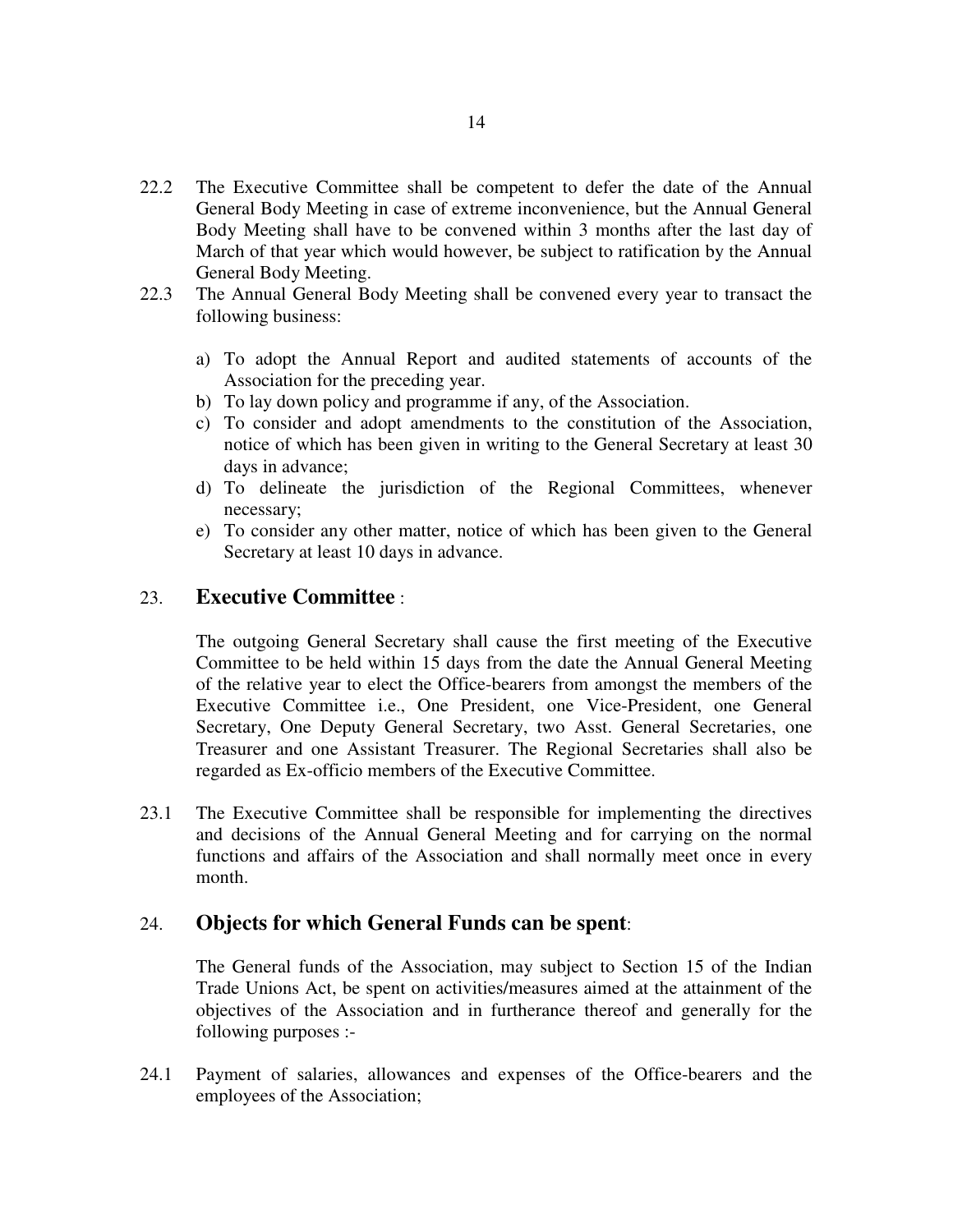22.2 The Executive Committee shall be competent to defer the date of the Annual General Body Meeting in case of extreme inconvenience, but the Annual General Body Meeting shall have to be convened within 3 months after the last day of March of that year which would however, be subject to ratification by the Annual General Body Meeting.

22.3 The Annual General Body Meeting shall be convened every year to transact the following business:

a) To adopt the Annual Report and audited statements of accounts of the Association for the preceding year.
b) To lay down policy and programme if any, of the Association.
c) To consider and adopt amendments to the constitution of the Association, notice of which has been given in writing to the General Secretary at least 30 days in advance;
d) To delineate the jurisdiction of the Regional Committees, whenever necessary;
e) To consider any other matter, notice of which has been given to the General Secretary at least 10 days in advance.

## 23. **Executive Committee** :

The outgoing General Secretary shall cause the first meeting of the Executive Committee to be held within 15 days from the date the Annual General Meeting of the relative year to elect the Office-bearers from amongst the members of the Executive Committee i.e., One President, one Vice-President, one General Secretary, One Deputy General Secretary, two Asst. General Secretaries, one Treasurer and one Assistant Treasurer. The Regional Secretaries shall also be regarded as Ex-officio members of the Executive Committee.

23.1 The Executive Committee shall be responsible for implementing the directives and decisions of the Annual General Meeting and for carrying on the normal functions and affairs of the Association and shall normally meet once in every month.

## 24. **Objects for which General Funds can be spent**:

The General funds of the Association, may subject to Section 15 of the Indian Trade Unions Act, be spent on activities/measures aimed at the attainment of the objectives of the Association and in furtherance thereof and generally for the following purposes :-

24.1 Payment of salaries, allowances and expenses of the Office-bearers and the employees of the Association;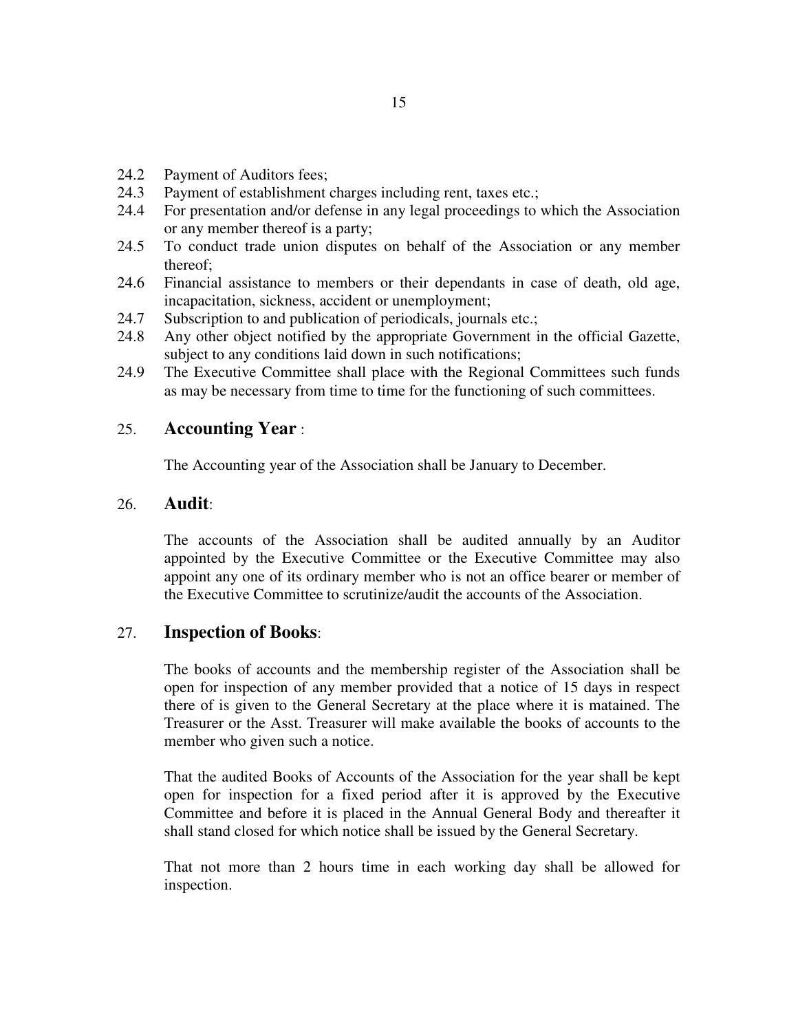24.2 Payment of Auditors fees;

24.3 Payment of establishment charges including rent, taxes etc.;

24.4 For presentation and/or defense in any legal proceedings to which the Association or any member thereof is a party;

24.5 To conduct trade union disputes on behalf of the Association or any member thereof;

24.6 Financial assistance to members or their dependants in case of death, old age, incapacitation, sickness, accident or unemployment;

24.7 Subscription to and publication of periodicals, journals etc.;

24.8 Any other object notified by the appropriate Government in the official Gazette, subject to any conditions laid down in such notifications;

24.9 The Executive Committee shall place with the Regional Committees such funds as may be necessary from time to time for the functioning of such committees.

## 25. **Accounting Year** :

The Accounting year of the Association shall be January to December.

## 26. **Audit**:

The accounts of the Association shall be audited annually by an Auditor appointed by the Executive Committee or the Executive Committee may also appoint any one of its ordinary member who is not an office bearer or member of the Executive Committee to scrutinize/audit the accounts of the Association.

## 27. **Inspection of Books**:

The books of accounts and the membership register of the Association shall be open for inspection of any member provided that a notice of 15 days in respect there of is given to the General Secretary at the place where it is matained. The Treasurer or the Asst. Treasurer will make available the books of accounts to the member who given such a notice.

That the audited Books of Accounts of the Association for the year shall be kept open for inspection for a fixed period after it is approved by the Executive Committee and before it is placed in the Annual General Body and thereafter it shall stand closed for which notice shall be issued by the General Secretary.

That not more than 2 hours time in each working day shall be allowed for inspection.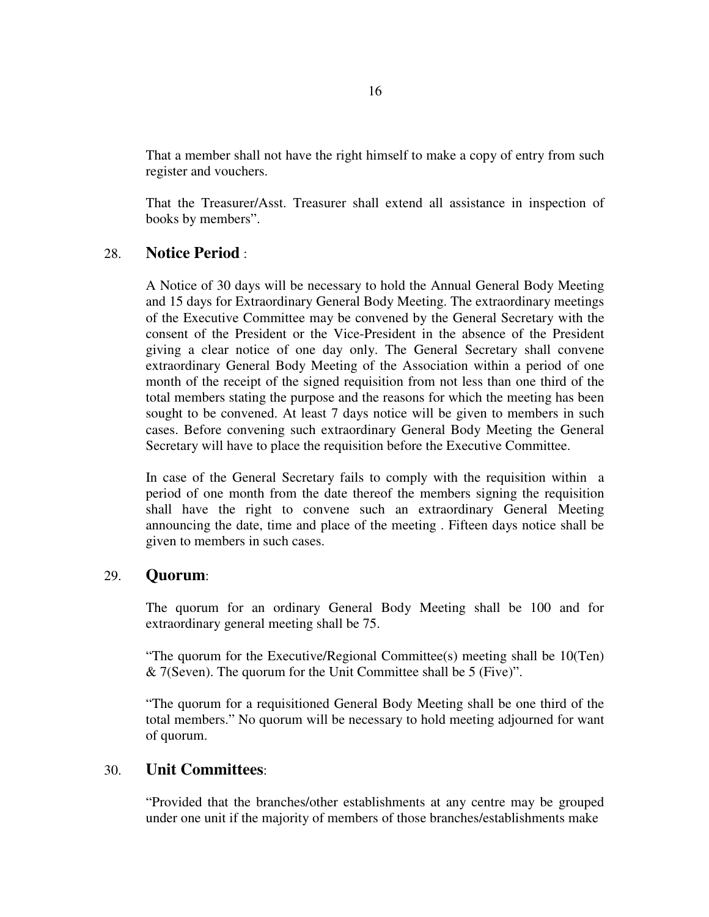That a member shall not have the right himself to make a copy of entry from such register and vouchers.

That the Treasurer/Asst. Treasurer shall extend all assistance in inspection of books by members".

## 28. **Notice Period** :

A Notice of 30 days will be necessary to hold the Annual General Body Meeting and 15 days for Extraordinary General Body Meeting. The extraordinary meetings of the Executive Committee may be convened by the General Secretary with the consent of the President or the Vice-President in the absence of the President giving a clear notice of one day only. The General Secretary shall convene extraordinary General Body Meeting of the Association within a period of one month of the receipt of the signed requisition from not less than one third of the total members stating the purpose and the reasons for which the meeting has been sought to be convened. At least 7 days notice will be given to members in such cases. Before convening such extraordinary General Body Meeting the General Secretary will have to place the requisition before the Executive Committee.

In case of the General Secretary fails to comply with the requisition within a period of one month from the date thereof the members signing the requisition shall have the right to convene such an extraordinary General Meeting announcing the date, time and place of the meeting . Fifteen days notice shall be given to members in such cases.

## 29. **Quorum**:

The quorum for an ordinary General Body Meeting shall be 100 and for extraordinary general meeting shall be 75.

"The quorum for the Executive/Regional Committee(s) meeting shall be 10(Ten) & 7(Seven). The quorum for the Unit Committee shall be 5 (Five)".

"The quorum for a requisitioned General Body Meeting shall be one third of the total members." No quorum will be necessary to hold meeting adjourned for want of quorum.

## 30. **Unit Committees**:

"Provided that the branches/other establishments at any centre may be grouped under one unit if the majority of members of those branches/establishments make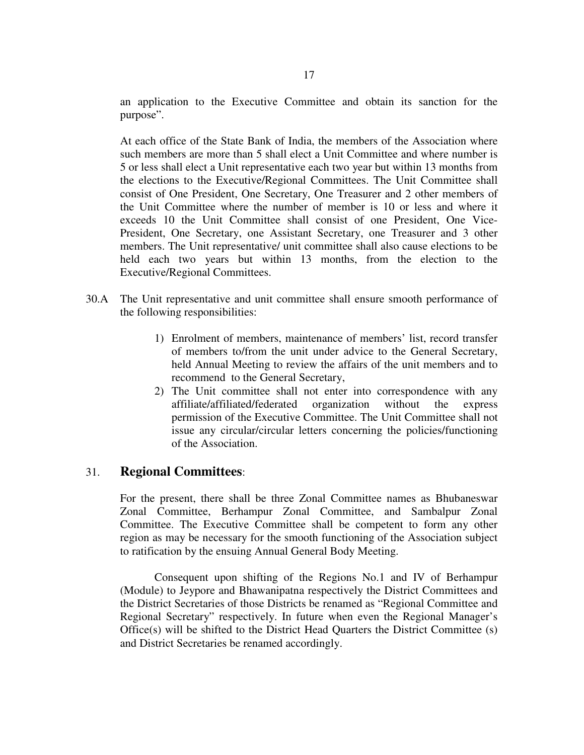an application to the Executive Committee and obtain its sanction for the purpose".

At each office of the State Bank of India, the members of the Association where such members are more than 5 shall elect a Unit Committee and where number is 5 or less shall elect a Unit representative each two year but within 13 months from the elections to the Executive/Regional Committees. The Unit Committee shall consist of One President, One Secretary, One Treasurer and 2 other members of the Unit Committee where the number of member is 10 or less and where it exceeds 10 the Unit Committee shall consist of one President, One Vice-President, One Secretary, one Assistant Secretary, one Treasurer and 3 other members. The Unit representative/ unit committee shall also cause elections to be held each two years but within 13 months, from the election to the Executive/Regional Committees.

30.A The Unit representative and unit committee shall ensure smooth performance of the following responsibilities:

1) Enrolment of members, maintenance of members' list, record transfer of members to/from the unit under advice to the General Secretary, held Annual Meeting to review the affairs of the unit members and to recommend to the General Secretary,
2) The Unit committee shall not enter into correspondence with any affiliate/affiliated/federated organization without the express permission of the Executive Committee. The Unit Committee shall not issue any circular/circular letters concerning the policies/functioning of the Association.

## 31. **Regional Committees**:

For the present, there shall be three Zonal Committee names as Bhubaneswar Zonal Committee, Berhampur Zonal Committee, and Sambalpur Zonal Committee. The Executive Committee shall be competent to form any other region as may be necessary for the smooth functioning of the Association subject to ratification by the ensuing Annual General Body Meeting.

Consequent upon shifting of the Regions No.1 and IV of Berhampur (Module) to Jeypore and Bhawanipatna respectively the District Committees and the District Secretaries of those Districts be renamed as "Regional Committee and Regional Secretary" respectively. In future when even the Regional Manager's Office(s) will be shifted to the District Head Quarters the District Committee (s) and District Secretaries be renamed accordingly.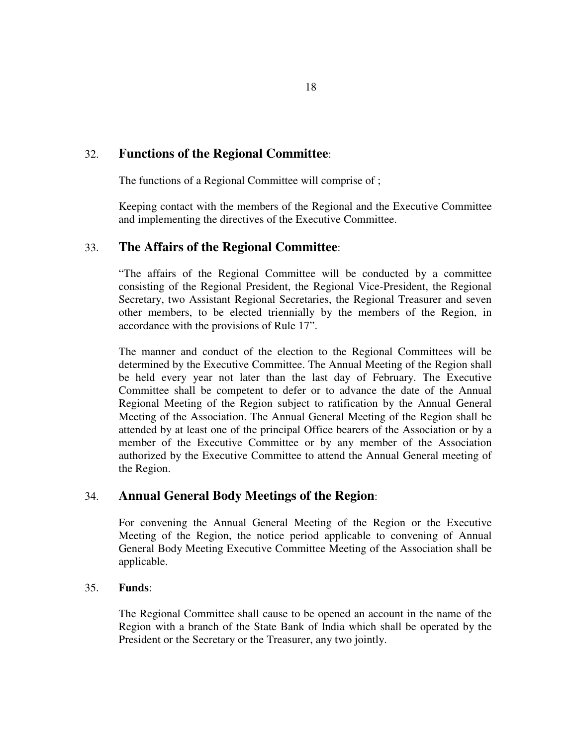## 32. **Functions of the Regional Committee**:

The functions of a Regional Committee will comprise of ;

Keeping contact with the members of the Regional and the Executive Committee and implementing the directives of the Executive Committee.

## 33. **The Affairs of the Regional Committee**:

"The affairs of the Regional Committee will be conducted by a committee consisting of the Regional President, the Regional Vice-President, the Regional Secretary, two Assistant Regional Secretaries, the Regional Treasurer and seven other members, to be elected triennially by the members of the Region, in accordance with the provisions of Rule 17".

The manner and conduct of the election to the Regional Committees will be determined by the Executive Committee. The Annual Meeting of the Region shall be held every year not later than the last day of February. The Executive Committee shall be competent to defer or to advance the date of the Annual Regional Meeting of the Region subject to ratification by the Annual General Meeting of the Association. The Annual General Meeting of the Region shall be attended by at least one of the principal Office bearers of the Association or by a member of the Executive Committee or by any member of the Association authorized by the Executive Committee to attend the Annual General meeting of the Region.

## 34. **Annual General Body Meetings of the Region**:

For convening the Annual General Meeting of the Region or the Executive Meeting of the Region, the notice period applicable to convening of Annual General Body Meeting Executive Committee Meeting of the Association shall be applicable.

## 35. **Funds**:

The Regional Committee shall cause to be opened an account in the name of the Region with a branch of the State Bank of India which shall be operated by the President or the Secretary or the Treasurer, any two jointly.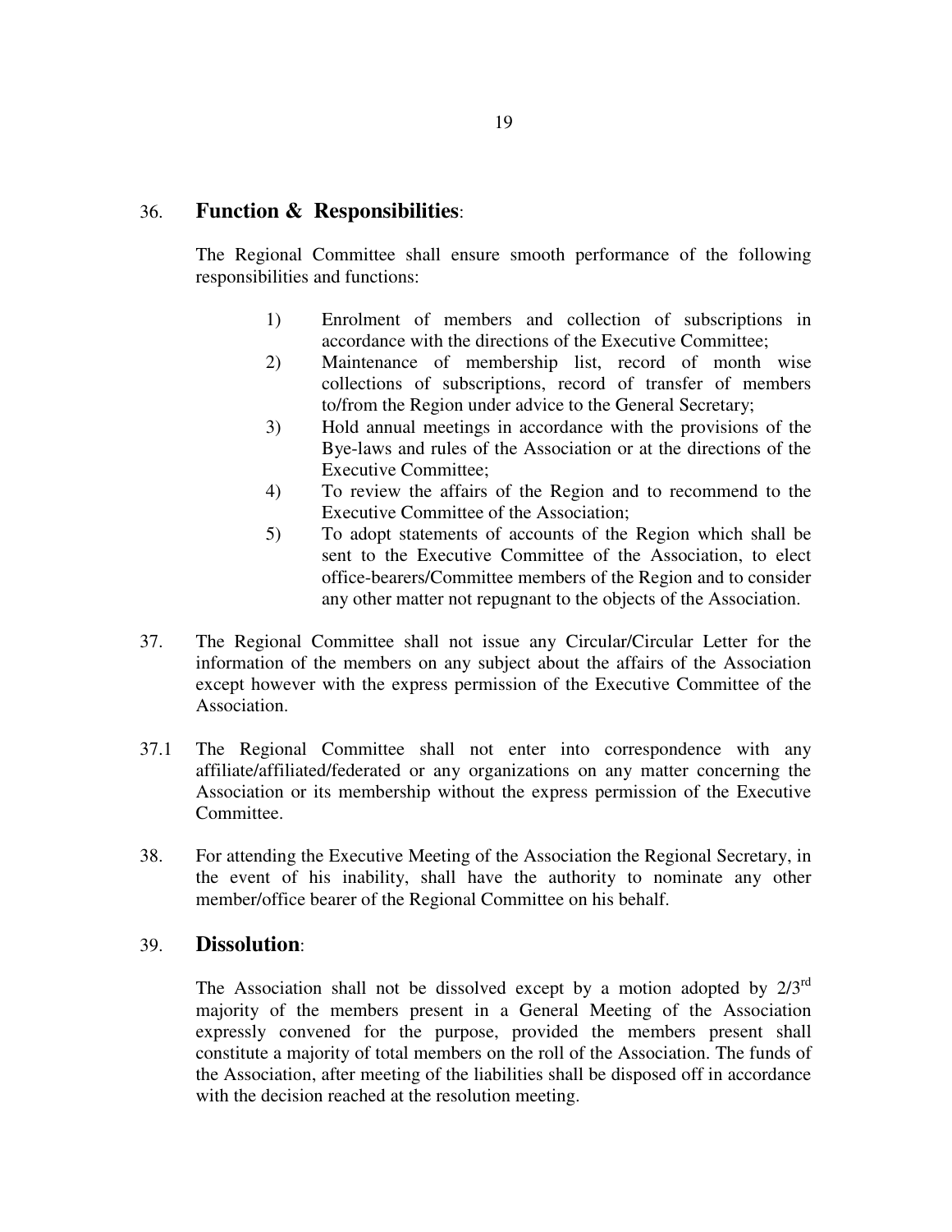## 36. **Function & Responsibilities**:

The Regional Committee shall ensure smooth performance of the following responsibilities and functions:

1) Enrolment of members and collection of subscriptions in accordance with the directions of the Executive Committee;
2) Maintenance of membership list, record of month wise collections of subscriptions, record of transfer of members to/from the Region under advice to the General Secretary;
3) Hold annual meetings in accordance with the provisions of the Bye-laws and rules of the Association or at the directions of the Executive Committee;
4) To review the affairs of the Region and to recommend to the Executive Committee of the Association;
5) To adopt statements of accounts of the Region which shall be sent to the Executive Committee of the Association, to elect office-bearers/Committee members of the Region and to consider any other matter not repugnant to the objects of the Association.

37. The Regional Committee shall not issue any Circular/Circular Letter for the information of the members on any subject about the affairs of the Association except however with the express permission of the Executive Committee of the Association.

37.1 The Regional Committee shall not enter into correspondence with any affiliate/affiliated/federated or any organizations on any matter concerning the Association or its membership without the express permission of the Executive Committee.

38. For attending the Executive Meeting of the Association the Regional Secretary, in the event of his inability, shall have the authority to nominate any other member/office bearer of the Regional Committee on his behalf.

## 39. **Dissolution**:

The Association shall not be dissolved except by a motion adopted by $2/3^{rd}$ majority of the members present in a General Meeting of the Association expressly convened for the purpose, provided the members present shall constitute a majority of total members on the roll of the Association. The funds of the Association, after meeting of the liabilities shall be disposed off in accordance with the decision reached at the resolution meeting.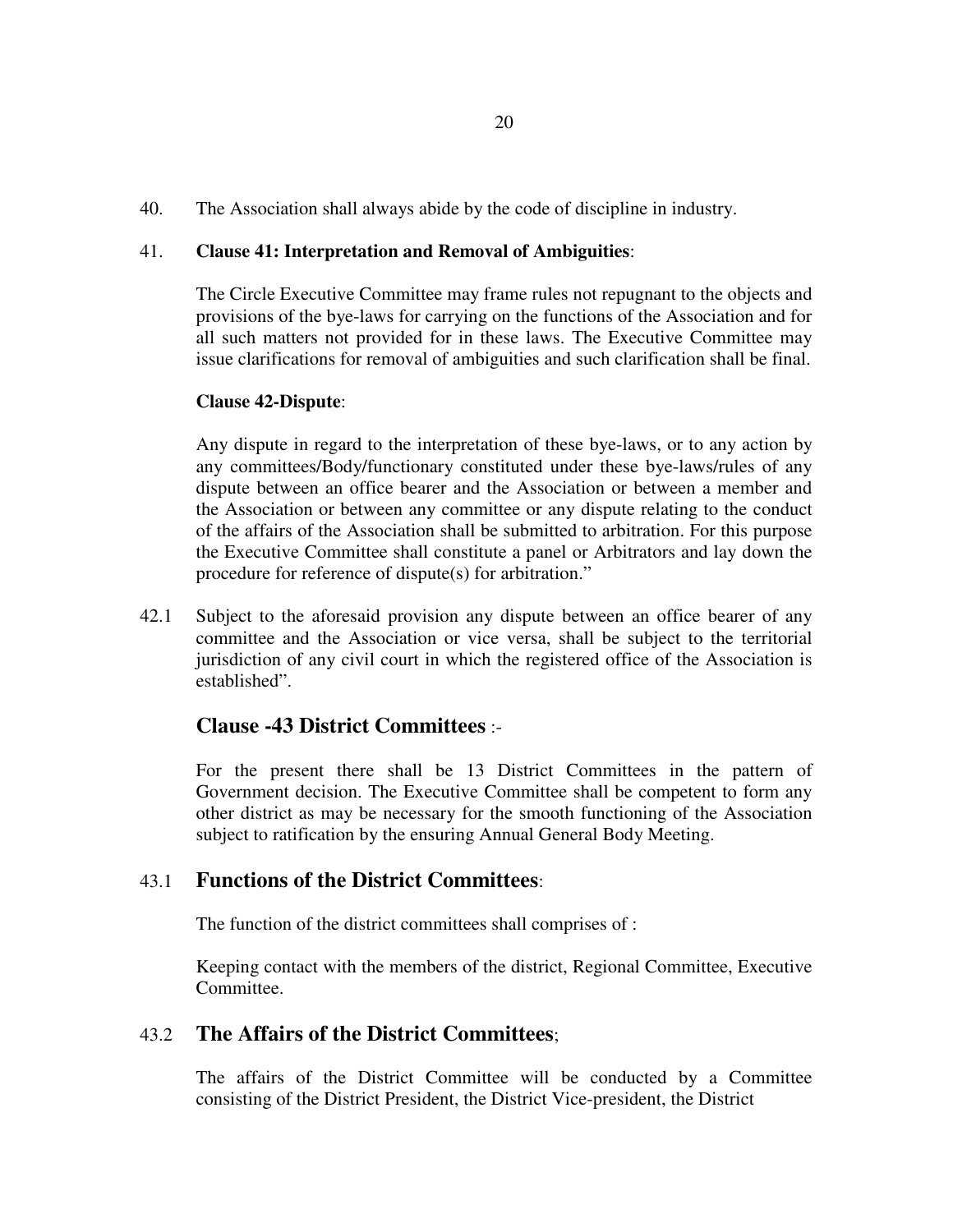40. The Association shall always abide by the code of discipline in industry.

41. **Clause 41: Interpretation and Removal of Ambiguities**:

The Circle Executive Committee may frame rules not repugnant to the objects and provisions of the bye-laws for carrying on the functions of the Association and for all such matters not provided for in these laws. The Executive Committee may issue clarifications for removal of ambiguities and such clarification shall be final.

**Clause 42-Dispute**:

Any dispute in regard to the interpretation of these bye-laws, or to any action by any committees/Body/functionary constituted under these bye-laws/rules of any dispute between an office bearer and the Association or between a member and the Association or between any committee or any dispute relating to the conduct of the affairs of the Association shall be submitted to arbitration. For this purpose the Executive Committee shall constitute a panel or Arbitrators and lay down the procedure for reference of dispute(s) for arbitration."

42.1 Subject to the aforesaid provision any dispute between an office bearer of any committee and the Association or vice versa, shall be subject to the territorial jurisdiction of any civil court in which the registered office of the Association is established".

## Clause -43 District Committees :-

For the present there shall be 13 District Committees in the pattern of Government decision. The Executive Committee shall be competent to form any other district as may be necessary for the smooth functioning of the Association subject to ratification by the ensuring Annual General Body Meeting.

## 43.1 Functions of the District Committees:

The function of the district committees shall comprises of :

Keeping contact with the members of the district, Regional Committee, Executive Committee.

## 43.2 The Affairs of the District Committees;

The affairs of the District Committee will be conducted by a Committee consisting of the District President, the District Vice-president, the District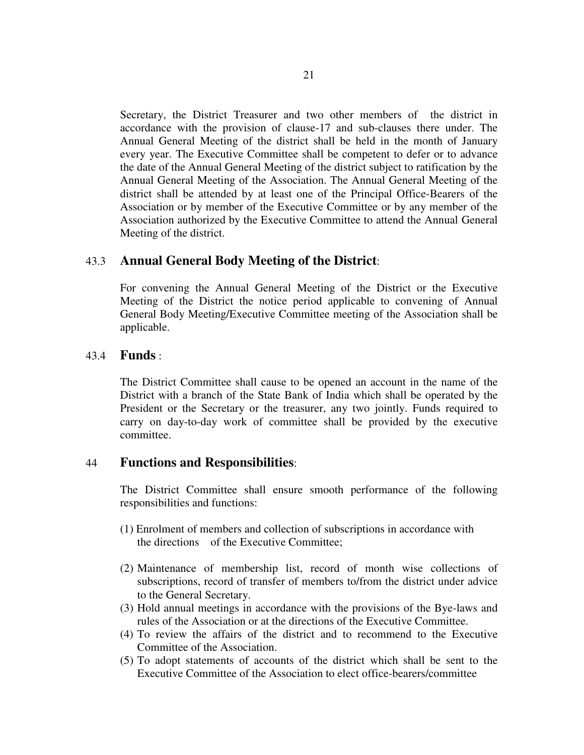Secretary, the District Treasurer and two other members of the district in accordance with the provision of clause-17 and sub-clauses there under. The Annual General Meeting of the district shall be held in the month of January every year. The Executive Committee shall be competent to defer or to advance the date of the Annual General Meeting of the district subject to ratification by the Annual General Meeting of the Association. The Annual General Meeting of the district shall be attended by at least one of the Principal Office-Bearers of the Association or by member of the Executive Committee or by any member of the Association authorized by the Executive Committee to attend the Annual General Meeting of the district.

### 43.3 **Annual General Body Meeting of the District**:

For convening the Annual General Meeting of the District or the Executive Meeting of the District the notice period applicable to convening of Annual General Body Meeting/Executive Committee meeting of the Association shall be applicable.

### 43.4 **Funds** :

The District Committee shall cause to be opened an account in the name of the District with a branch of the State Bank of India which shall be operated by the President or the Secretary or the treasurer, any two jointly. Funds required to carry on day-to-day work of committee shall be provided by the executive committee.

### 44 **Functions and Responsibilities**:

The District Committee shall ensure smooth performance of the following responsibilities and functions:

(1) Enrolment of members and collection of subscriptions in accordance with the directions of the Executive Committee;

(2) Maintenance of membership list, record of month wise collections of subscriptions, record of transfer of members to/from the district under advice to the General Secretary.

(3) Hold annual meetings in accordance with the provisions of the Bye-laws and rules of the Association or at the directions of the Executive Committee.

(4) To review the affairs of the district and to recommend to the Executive Committee of the Association.

(5) To adopt statements of accounts of the district which shall be sent to the Executive Committee of the Association to elect office-bearers/committee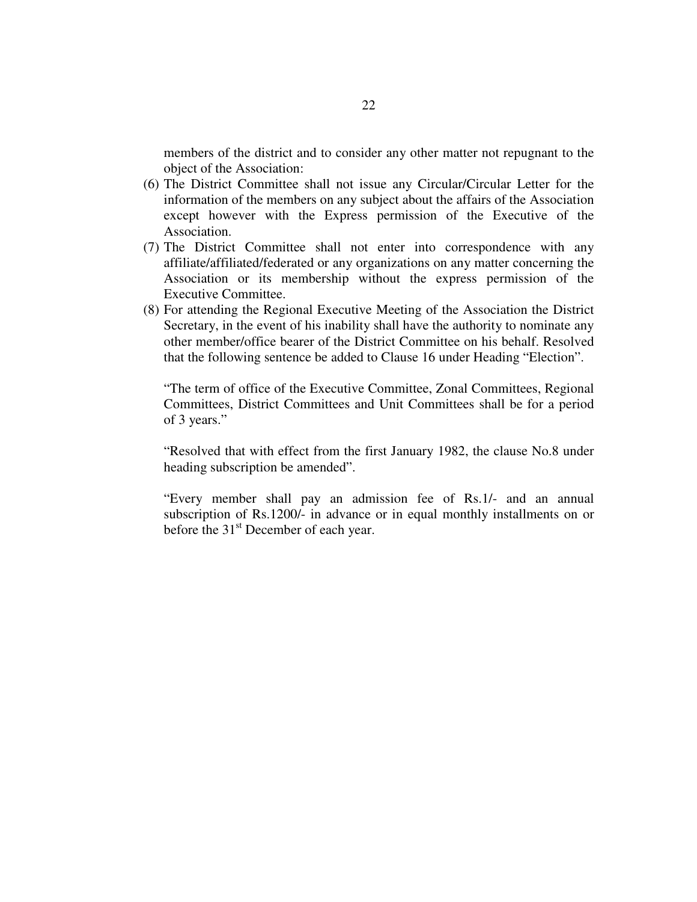members of the district and to consider any other matter not repugnant to the object of the Association:

(6) The District Committee shall not issue any Circular/Circular Letter for the information of the members on any subject about the affairs of the Association except however with the Express permission of the Executive of the Association.

(7) The District Committee shall not enter into correspondence with any affiliate/affiliated/federated or any organizations on any matter concerning the Association or its membership without the express permission of the Executive Committee.

(8) For attending the Regional Executive Meeting of the Association the District Secretary, in the event of his inability shall have the authority to nominate any other member/office bearer of the District Committee on his behalf. Resolved that the following sentence be added to Clause 16 under Heading "Election".

"The term of office of the Executive Committee, Zonal Committees, Regional Committees, District Committees and Unit Committees shall be for a period of 3 years."

"Resolved that with effect from the first January 1982, the clause No.8 under heading subscription be amended".

"Every member shall pay an admission fee of Rs.1/- and an annual subscription of Rs.1200/- in advance or in equal monthly installments on or before the 31st December of each year.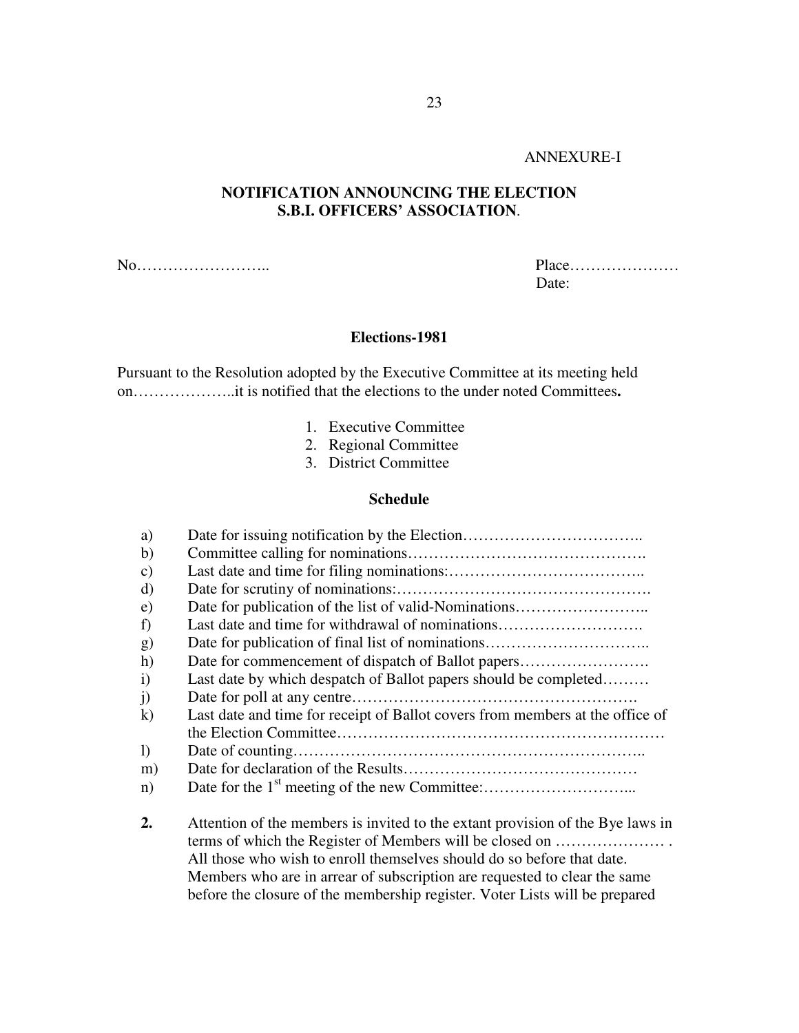ANNEXURE-I

## NOTIFICATION ANNOUNCING THE ELECTION
## S.B.I. OFFICERS' ASSOCIATION.

No……………………..                                                      Place…………………
                                                                                      Date:

### Elections-1981

Pursuant to the Resolution adopted by the Executive Committee at its meeting held on………………..it is notified that the elections to the under noted Committees**.**

1. Executive Committee
2. Regional Committee
3. District Committee

### Schedule

a) Date for issuing notification by the Election……………………………..
b) Committee calling for nominations……………………………………….
c) Last date and time for filing nominations:………………………………..
d) Date for scrutiny of nominations:………………………………………….
e) Date for publication of the list of valid-Nominations……………………..
f) Last date and time for withdrawal of nominations……………………….
g) Date for publication of final list of nominations…………………………..
h) Date for commencement of dispatch of Ballot papers…………………….
i) Last date by which despatch of Ballot papers should be completed………
j) Date for poll at any centre……………………………………………….
k) Last date and time for receipt of Ballot covers from members at the office of the Election Committee……………………………………………………
l) Date of counting………………………………………………………..
m) Date for declaration of the Results……………………………………
n) Date for the 1st meeting of the new Committee:………………………...

**2.** Attention of the members is invited to the extant provision of the Bye laws in terms of which the Register of Members will be closed on ………………… . All those who wish to enroll themselves should do so before that date. Members who are in arrear of subscription are requested to clear the same before the closure of the membership register. Voter Lists will be prepared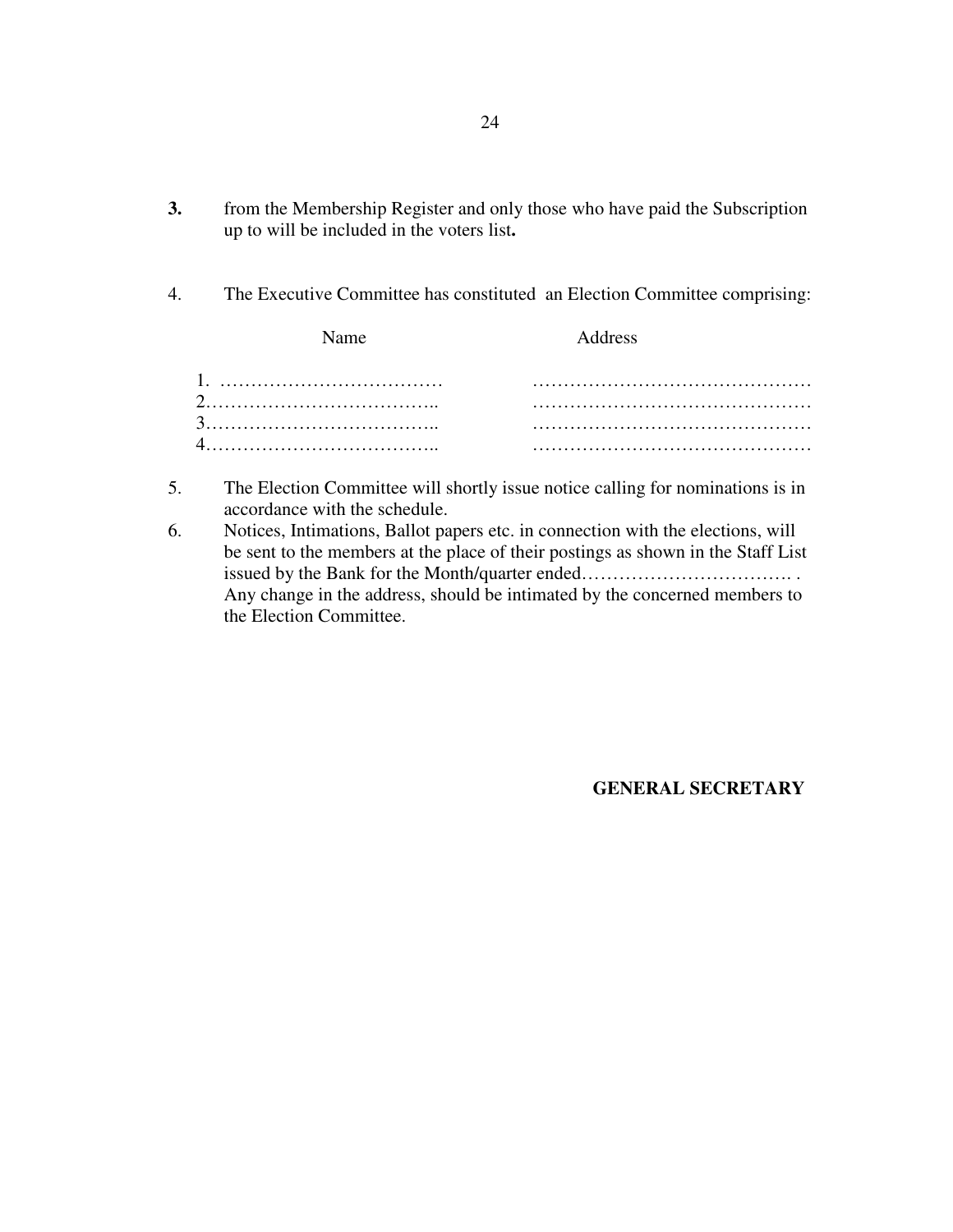**3.** from the Membership Register and only those who have paid the Subscription up to will be included in the voters list**.**

4. The Executive Committee has constituted an Election Committee comprising:

| Name | Address |
|---|---|
| 1. ……………………………… | ……………………………………… |
| 2……………………………….. | ……………………………………… |
| 3……………………………….. | ……………………………………… |
| 4……………………………….. | ……………………………………… |

5. The Election Committee will shortly issue notice calling for nominations is in accordance with the schedule.

6. Notices, Intimations, Ballot papers etc. in connection with the elections, will be sent to the members at the place of their postings as shown in the Staff List issued by the Bank for the Month/quarter ended……………………………. . Any change in the address, should be intimated by the concerned members to the Election Committee.

**GENERAL SECRETARY**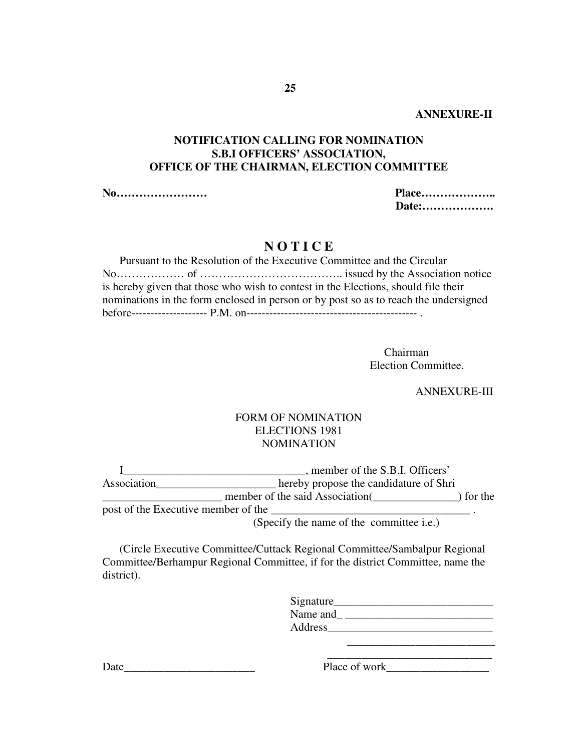**ANNEXURE-II**

**NOTIFICATION CALLING FOR NOMINATION**
**S.B.I OFFICERS' ASSOCIATION,**
**OFFICE OF THE CHAIRMAN, ELECTION COMMITTEE**

**No……………………** **Place………………..**
**Date:……………….**

## N O T I C E

Pursuant to the Resolution of the Executive Committee and the Circular No……………… of ……………………………….. issued by the Association notice is hereby given that those who wish to contest in the Elections, should file their nominations in the form enclosed in person or by post so as to reach the undersigned before-------------------- P.M. on--------------------------------------------- .

Chairman
Election Committee.

ANNEXURE-III

FORM OF NOMINATION
ELECTIONS 1981
NOMINATION

I________________________________, member of the S.B.I. Officers' Association_____________________ hereby propose the candidature of Shri _____________________ member of the said Association(_______________) for the post of the Executive member of the ___________________________________ .
(Specify the name of the committee i.e.)

(Circle Executive Committee/Cuttack Regional Committee/Sambalpur Regional Committee/Berhampur Regional Committee, if for the district Committee, name the district).

Signature___________________________
Name and_ __________________________
Address_____________________________
___________________________
_____________________________

Date_______________________ Place of work__________________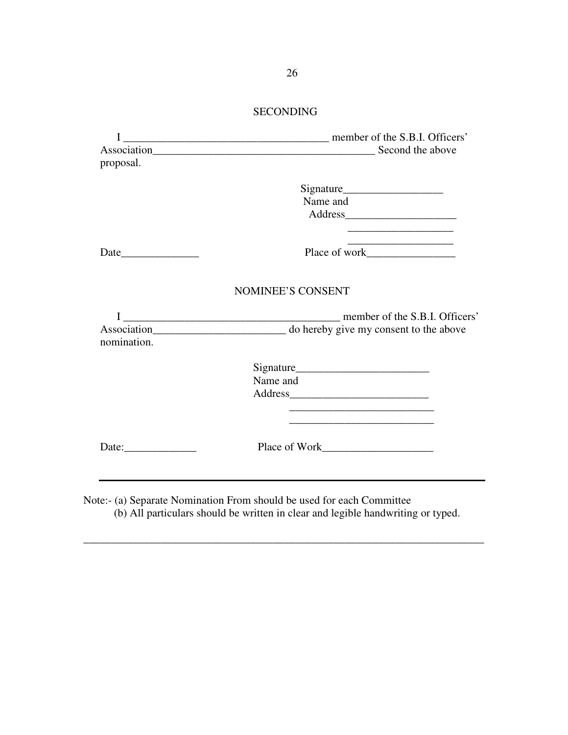## SECONDING

I ______________________________________ member of the S.B.I. Officers' Association_________________________________________ Second the above proposal.

Signature__________________
Name and
Address____________________
____________________
____________________

Date______________ Place of work________________

## NOMINEE'S CONSENT

I ________________________________________ member of the S.B.I. Officers' Association________________________ do hereby give my consent to the above nomination.

Signature________________________
Name and
Address_________________________
___________________________
___________________________

Date:_____________ Place of Work____________________

---

Note:- (a) Separate Nomination From should be used for each Committee
(b) All particulars should be written in clear and legible handwriting or typed.

---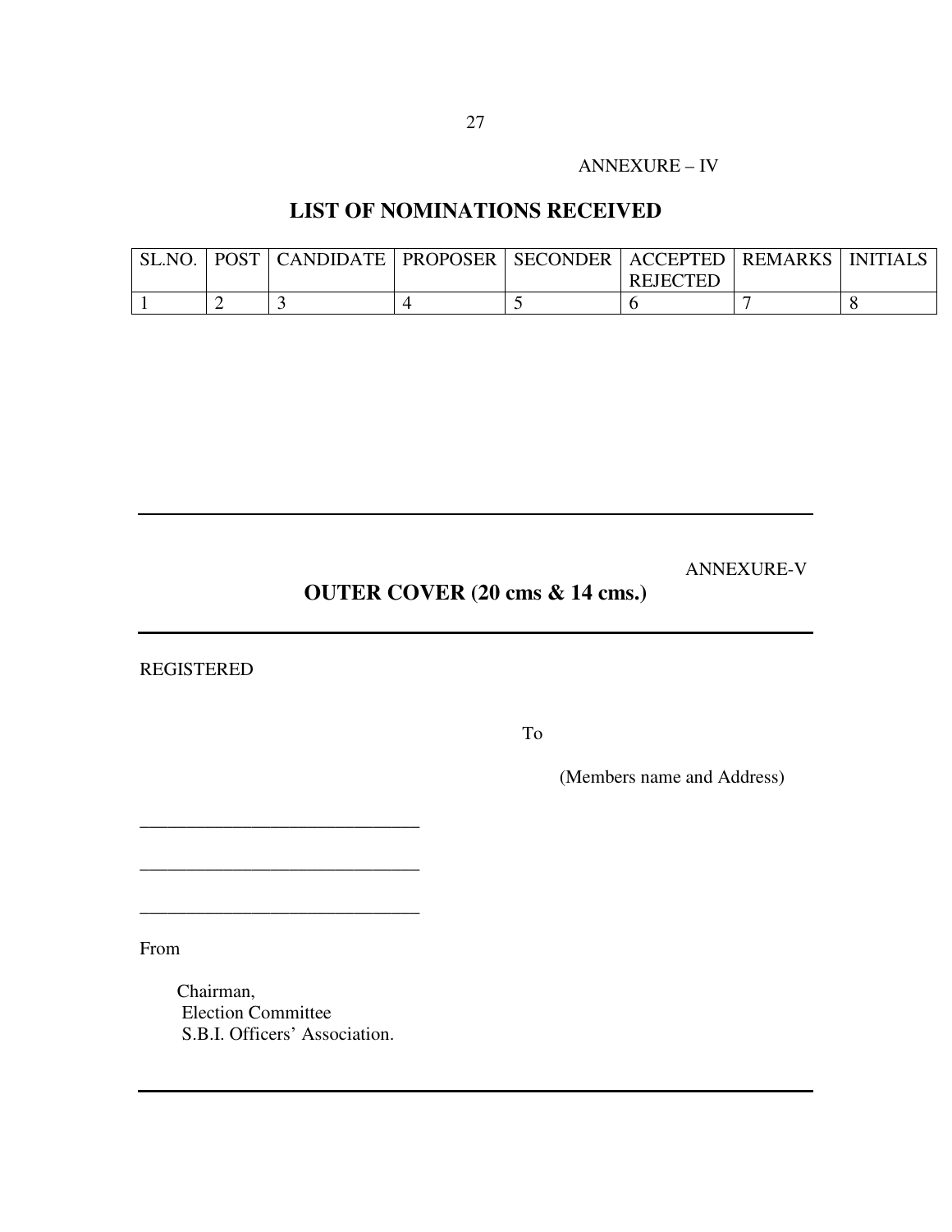ANNEXURE – IV

## LIST OF NOMINATIONS RECEIVED

| SL.NO. | POST | CANDIDATE | PROPOSER | SECONDER | ACCEPTED REJECTED | REMARKS | INITIALS |
|---|---|---|---|---|---|---|---|
| 1 | 2 | 3 | 4 | 5 | 6 | 7 | 8 |

---

ANNEXURE-V

## OUTER COVER (20 cms & 14 cms.)

---

REGISTERED

To

(Members name and Address)

______________________________

______________________________

______________________________

From

Chairman,
Election Committee
S.B.I. Officers' Association.

---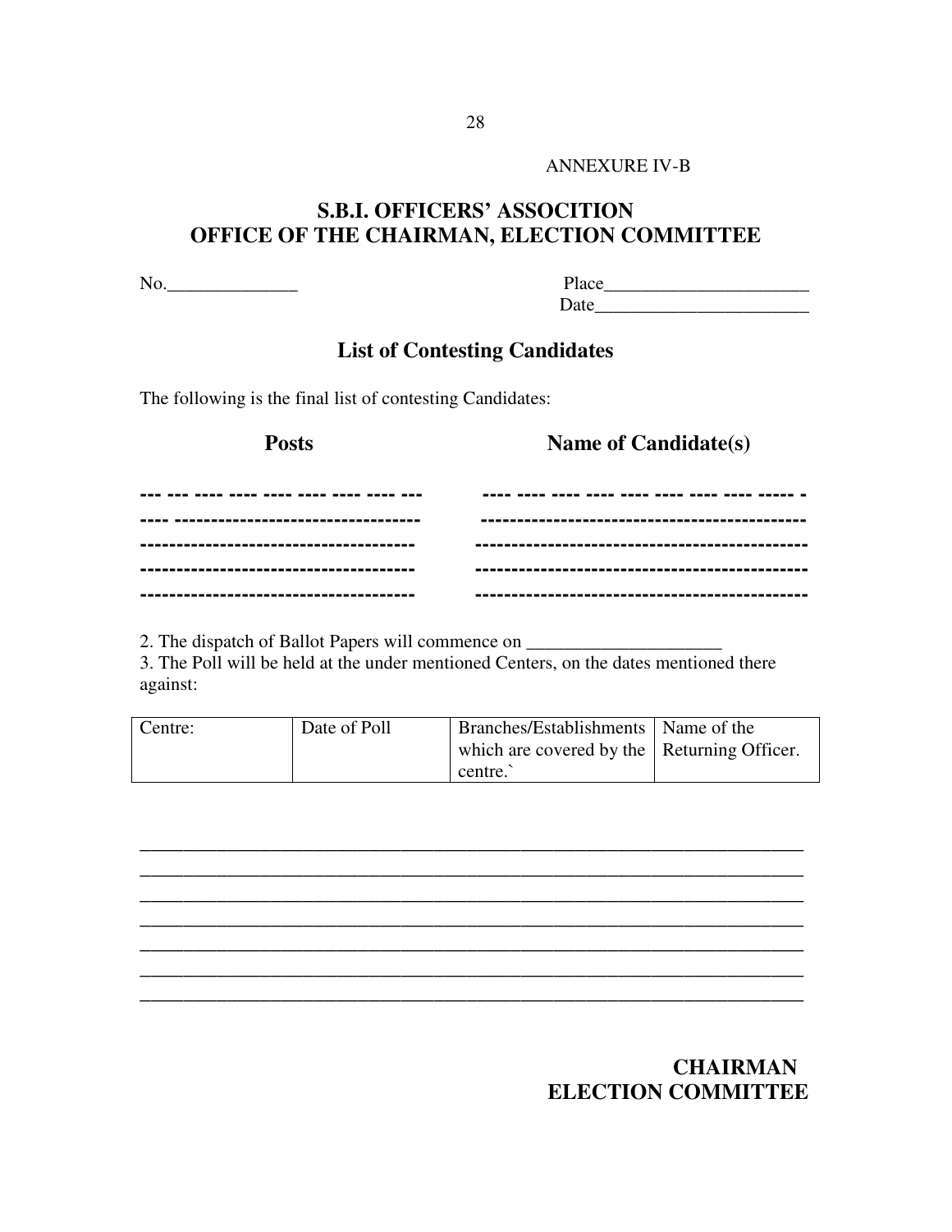ANNEXURE IV-B

## S.B.I. OFFICERS' ASSOCITION
## OFFICE OF THE CHAIRMAN, ELECTION COMMITTEE

No.______________

Place______________________

Date_______________________

### List of Contesting Candidates

The following is the final list of contesting Candidates:

| **Posts** | **Name of Candidate(s)** |
|---|---|
| --- --- ---- ---- ---- ---- ---- ---- --- | ---- ---- ---- ---- ---- ---- ---- ---- ----- - |
| ---- --------------------------------- | ------------------------------------------ |
| ------------------------------------- | ------------------------------------------- |
| ------------------------------------- | ------------------------------------------- |
| ------------------------------------- | ------------------------------------------- |

2. The dispatch of Ballot Papers will commence on _____________________

3. The Poll will be held at the under mentioned Centers, on the dates mentioned there against:

| Centre: | Date of Poll | Branches/Establishments which are covered by the centre.` | Name of the Returning Officer. |
|---|---|---|---|

_______________________________________________________________________

_______________________________________________________________________

_______________________________________________________________________

_______________________________________________________________________

_______________________________________________________________________

_______________________________________________________________________

_______________________________________________________________________

**CHAIRMAN**
**ELECTION COMMITTEE**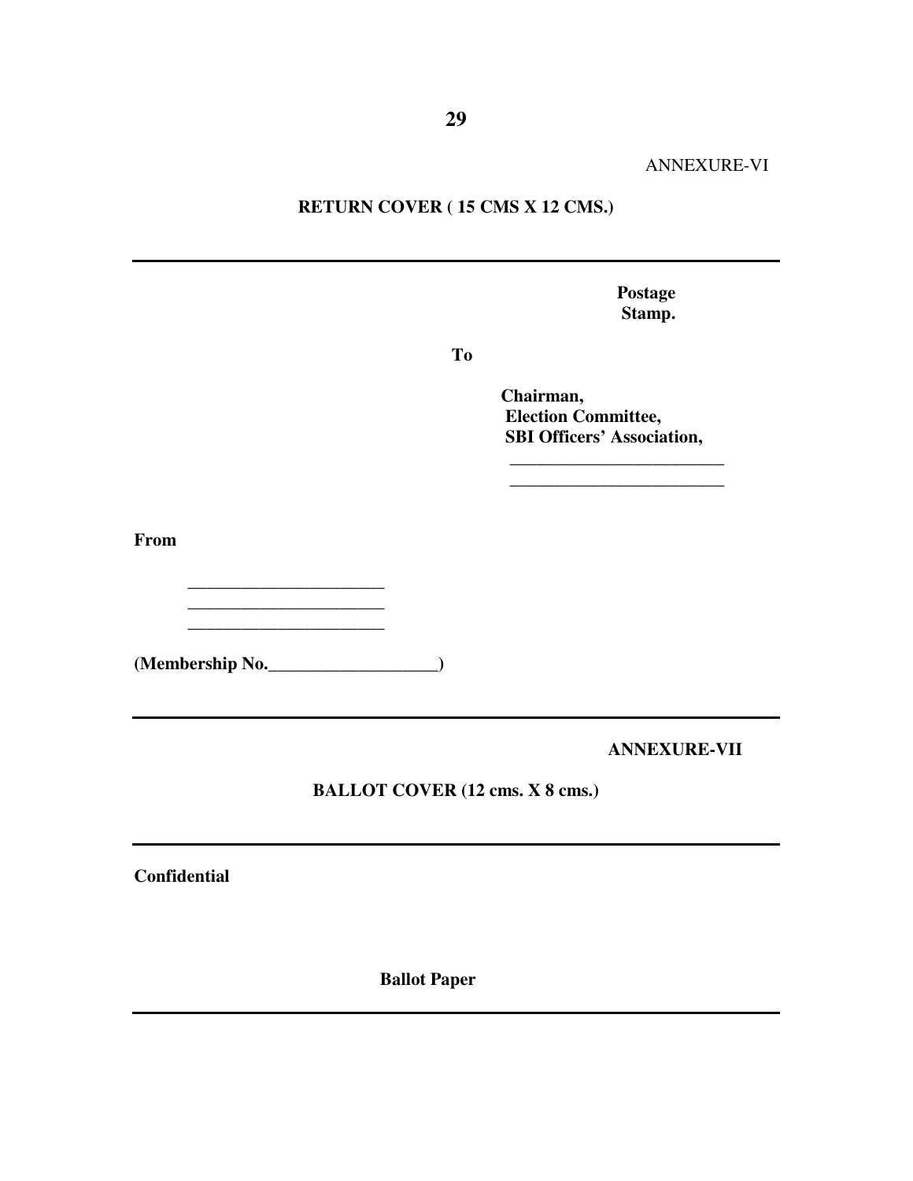ANNEXURE-VI

**RETURN COVER ( 15 CMS X 12 CMS.)**

---

**Postage Stamp.**

**To**

**Chairman,**
**Election Committee,**
**SBI Officers' Association,**
________________________
________________________

**From**

______________________
______________________
______________________

**(Membership No.___________________)**

---

**ANNEXURE-VII**

**BALLOT COVER (12 cms. X 8 cms.)**

---

**Confidential**

**Ballot Paper**

---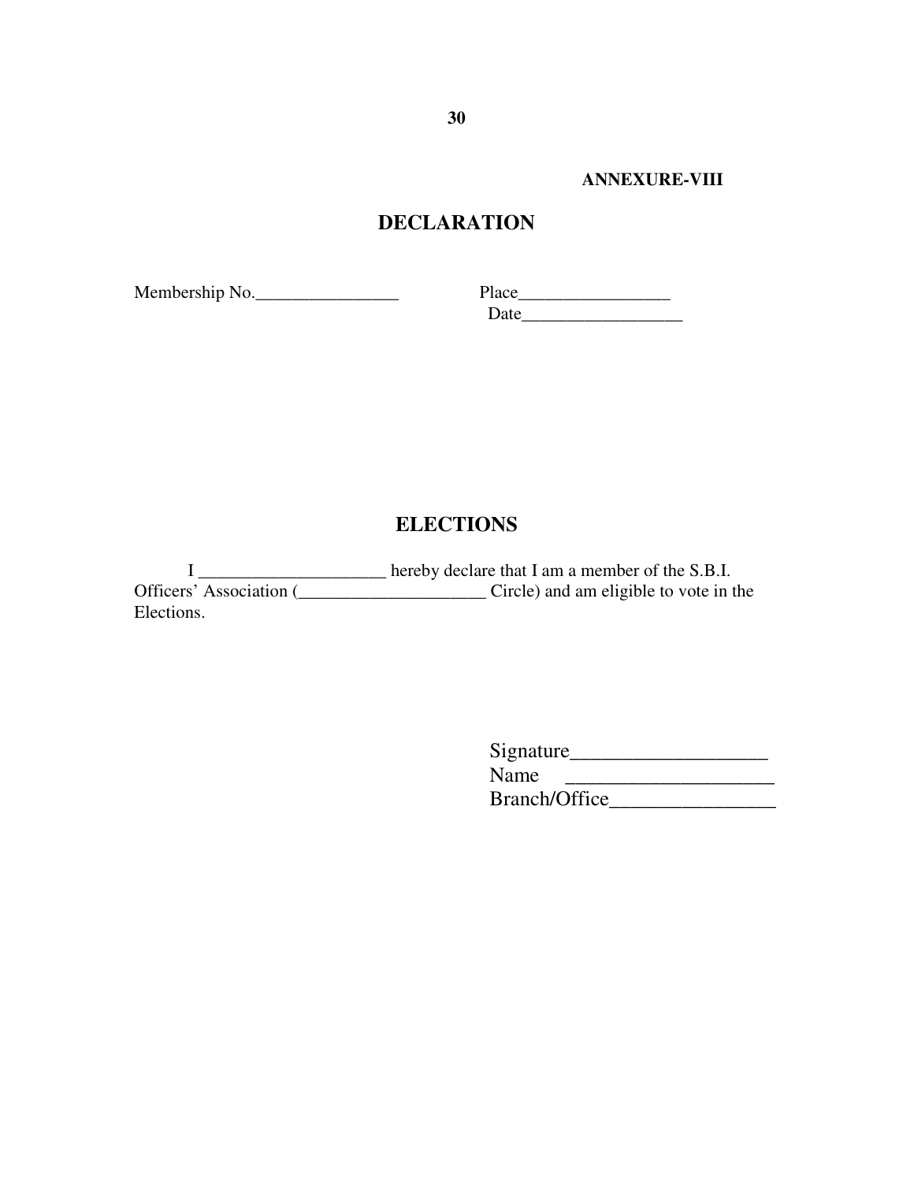**ANNEXURE-VIII**

# DECLARATION

Membership No.________________ Place_________________
Date__________________

## ELECTIONS

I _____________________ hereby declare that I am a member of the S.B.I. Officers' Association (_____________________ Circle) and am eligible to vote in the Elections.

Signature___________________
Name ____________________
Branch/Office________________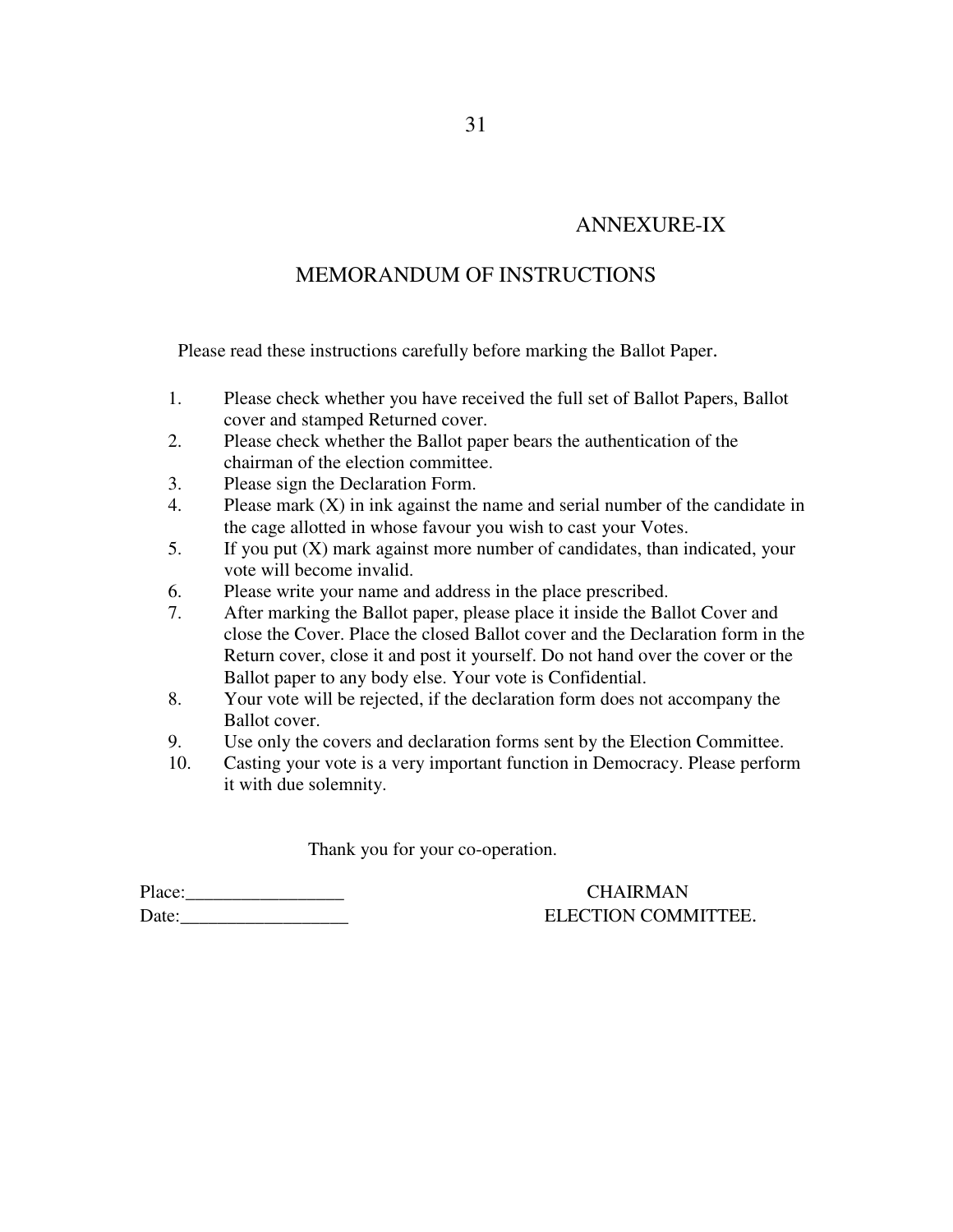ANNEXURE-IX

## MEMORANDUM OF INSTRUCTIONS

Please read these instructions carefully before marking the Ballot Paper.

1. Please check whether you have received the full set of Ballot Papers, Ballot cover and stamped Returned cover.
2. Please check whether the Ballot paper bears the authentication of the chairman of the election committee.
3. Please sign the Declaration Form.
4. Please mark (X) in ink against the name and serial number of the candidate in the cage allotted in whose favour you wish to cast your Votes.
5. If you put (X) mark against more number of candidates, than indicated, your vote will become invalid.
6. Please write your name and address in the place prescribed.
7. After marking the Ballot paper, please place it inside the Ballot Cover and close the Cover. Place the closed Ballot cover and the Declaration form in the Return cover, close it and post it yourself. Do not hand over the cover or the Ballot paper to any body else. Your vote is Confidential.
8. Your vote will be rejected, if the declaration form does not accompany the Ballot cover.
9. Use only the covers and declaration forms sent by the Election Committee.
10. Casting your vote is a very important function in Democracy. Please perform it with due solemnity.

Thank you for your co-operation.

Place:_________________

Date:__________________

CHAIRMAN
ELECTION COMMITTEE.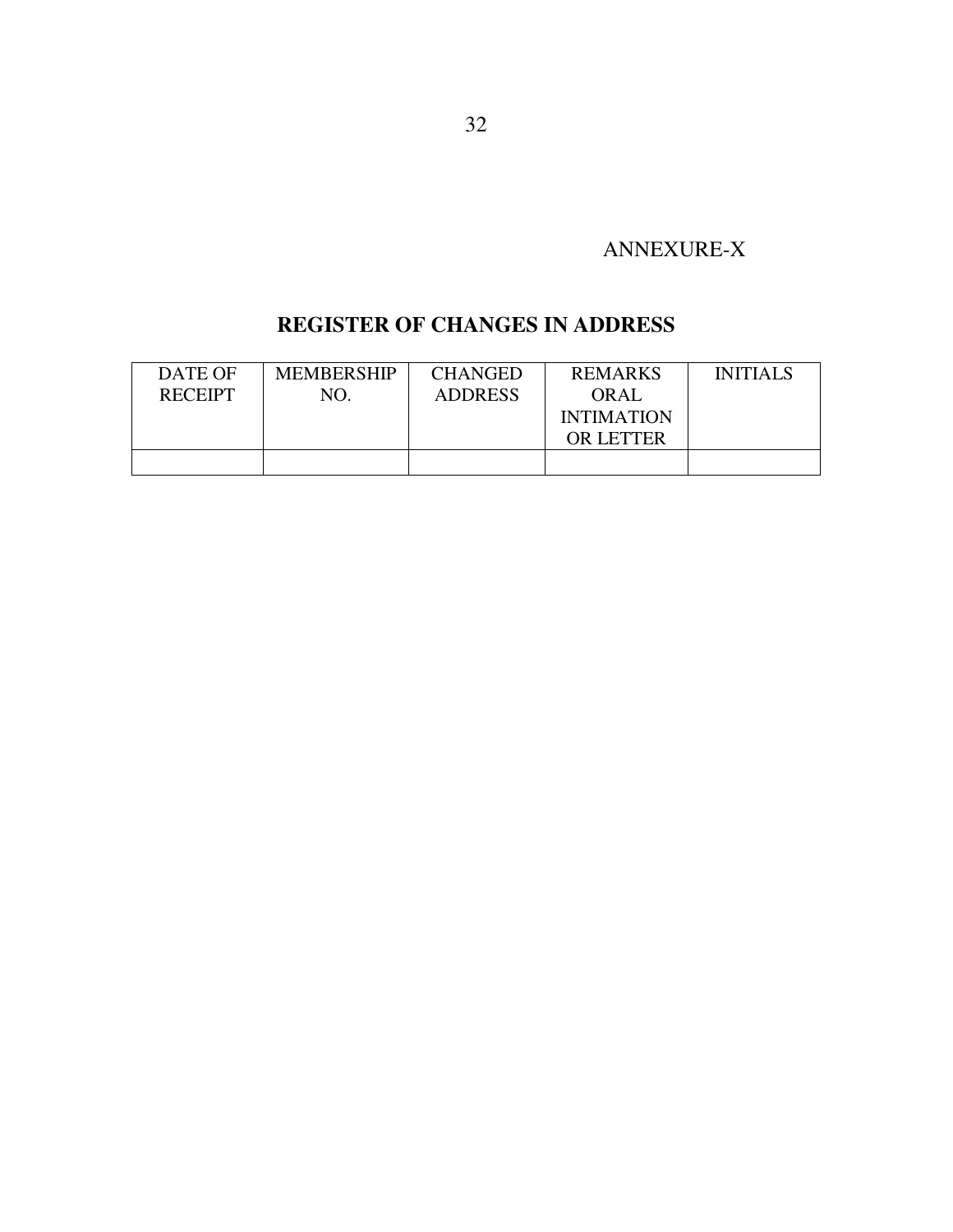ANNEXURE-X

## REGISTER OF CHANGES IN ADDRESS

| DATE OF RECEIPT | MEMBERSHIP NO. | CHANGED ADDRESS | REMARKS ORAL INTIMATION OR LETTER | INITIALS |
|---|---|---|---|---|
| | | | | |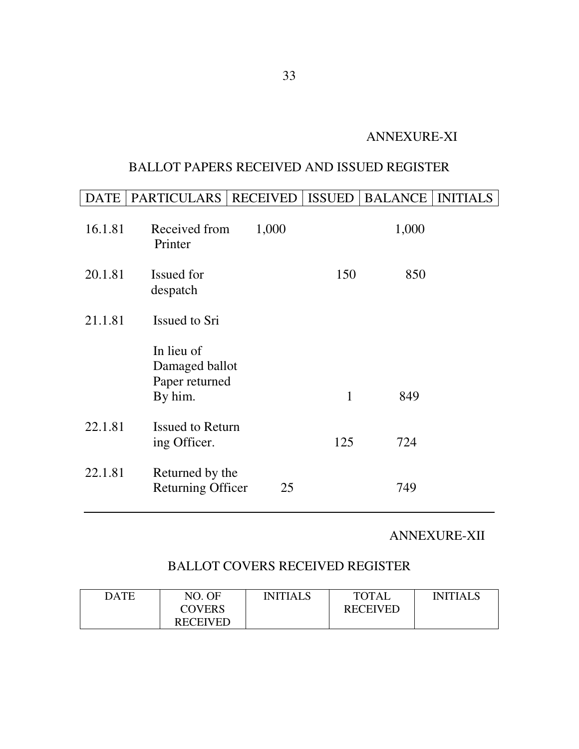ANNEXURE-XI

## BALLOT PAPERS RECEIVED AND ISSUED REGISTER

| DATE | PARTICULARS | RECEIVED | ISSUED | BALANCE | INITIALS |
|---|---|---|---|---|---|
| 16.1.81 | Received from Printer | 1,000 | | 1,000 | |
| 20.1.81 | Issued for despatch | | 150 | 850 | |
| 21.1.81 | Issued to Sri In lieu of Damaged ballot Paper returned By him. | | 1 | 849 | |
| 22.1.81 | Issued to Returning Officer. | | 125 | 724 | |
| 22.1.81 | Returned by the Returning Officer | 25 | | 749 | |

ANNEXURE-XII

## BALLOT COVERS RECEIVED REGISTER

| DATE | NO. OF COVERS RECEIVED | INITIALS | TOTAL RECEIVED | INITIALS |
|---|---|---|---|---|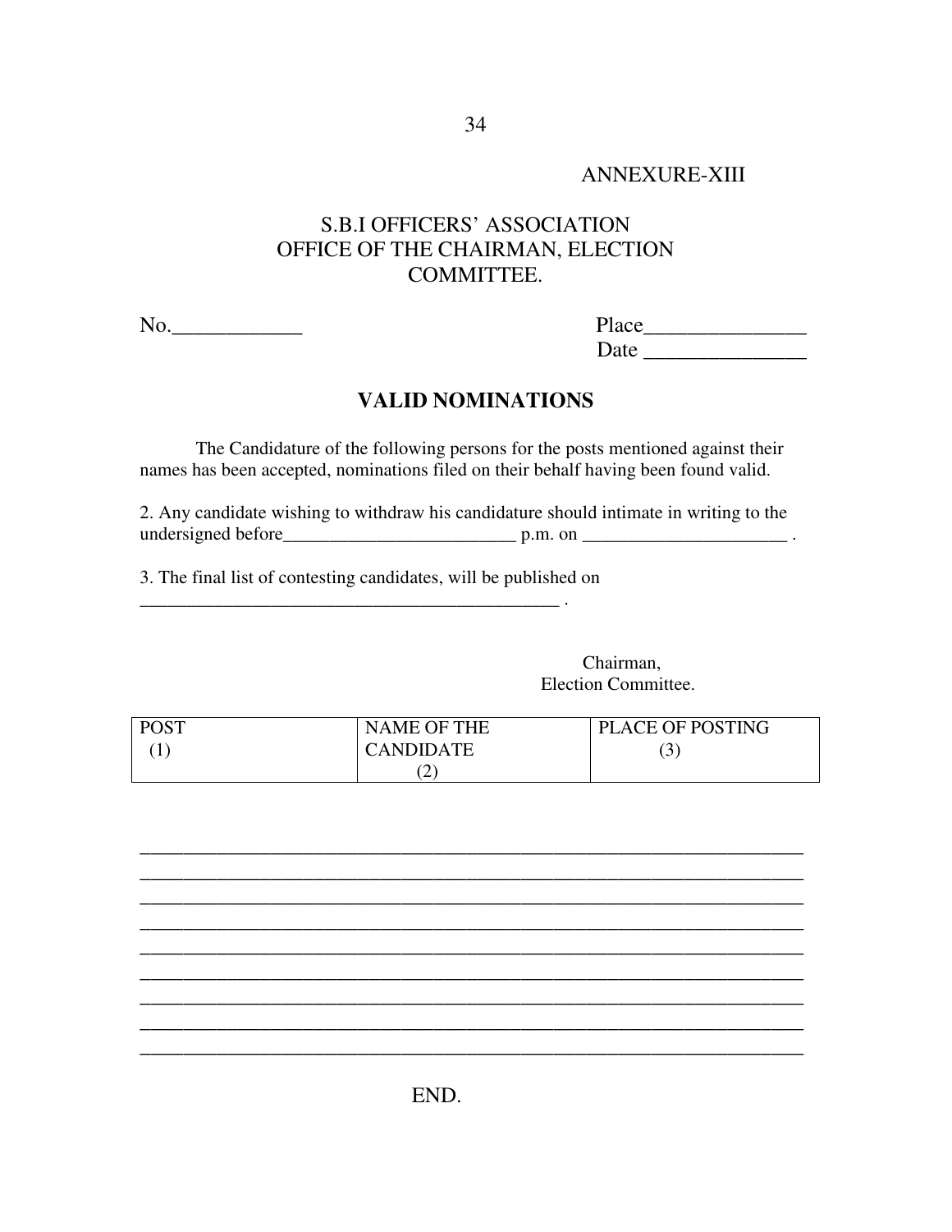ANNEXURE-XIII

S.B.I OFFICERS' ASSOCIATION
OFFICE OF THE CHAIRMAN, ELECTION COMMITTEE.

No.____________ Place_______________
Date _______________

## VALID NOMINATIONS

The Candidature of the following persons for the posts mentioned against their names has been accepted, nominations filed on their behalf having been found valid.

2. Any candidate wishing to withdraw his candidature should intimate in writing to the undersigned before_________________________ p.m. on ______________________ .

3. The final list of contesting candidates, will be published on ______________________________________________ .

Chairman,
Election Committee.

| POST (1) | NAME OF THE CANDIDATE (2) | PLACE OF POSTING (3) |
|---|---|---|

_________________________________________________________________________
_________________________________________________________________________
_________________________________________________________________________
_________________________________________________________________________
_________________________________________________________________________
_________________________________________________________________________
_________________________________________________________________________
_________________________________________________________________________
_________________________________________________________________________

END.